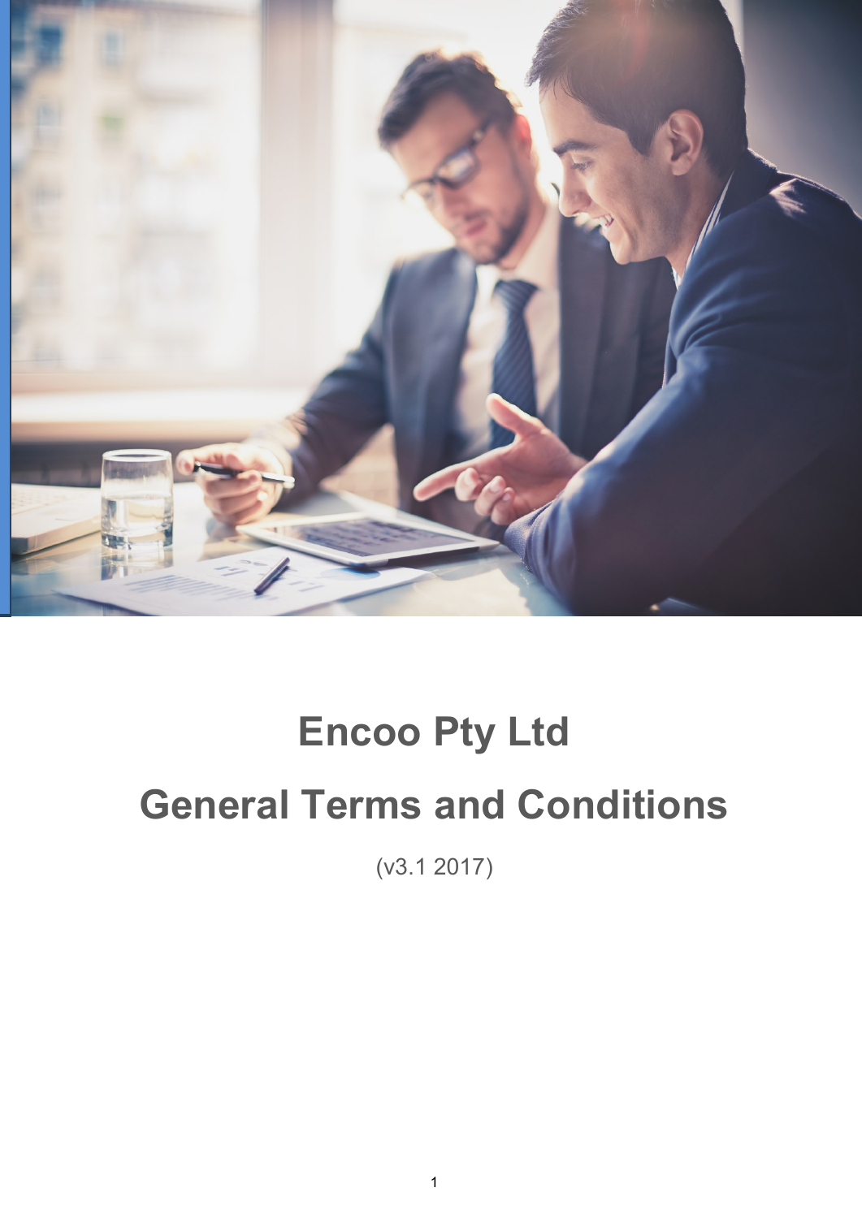# Encoo Pty Ltd

# General Terms and Conditions

(v3.1 2017)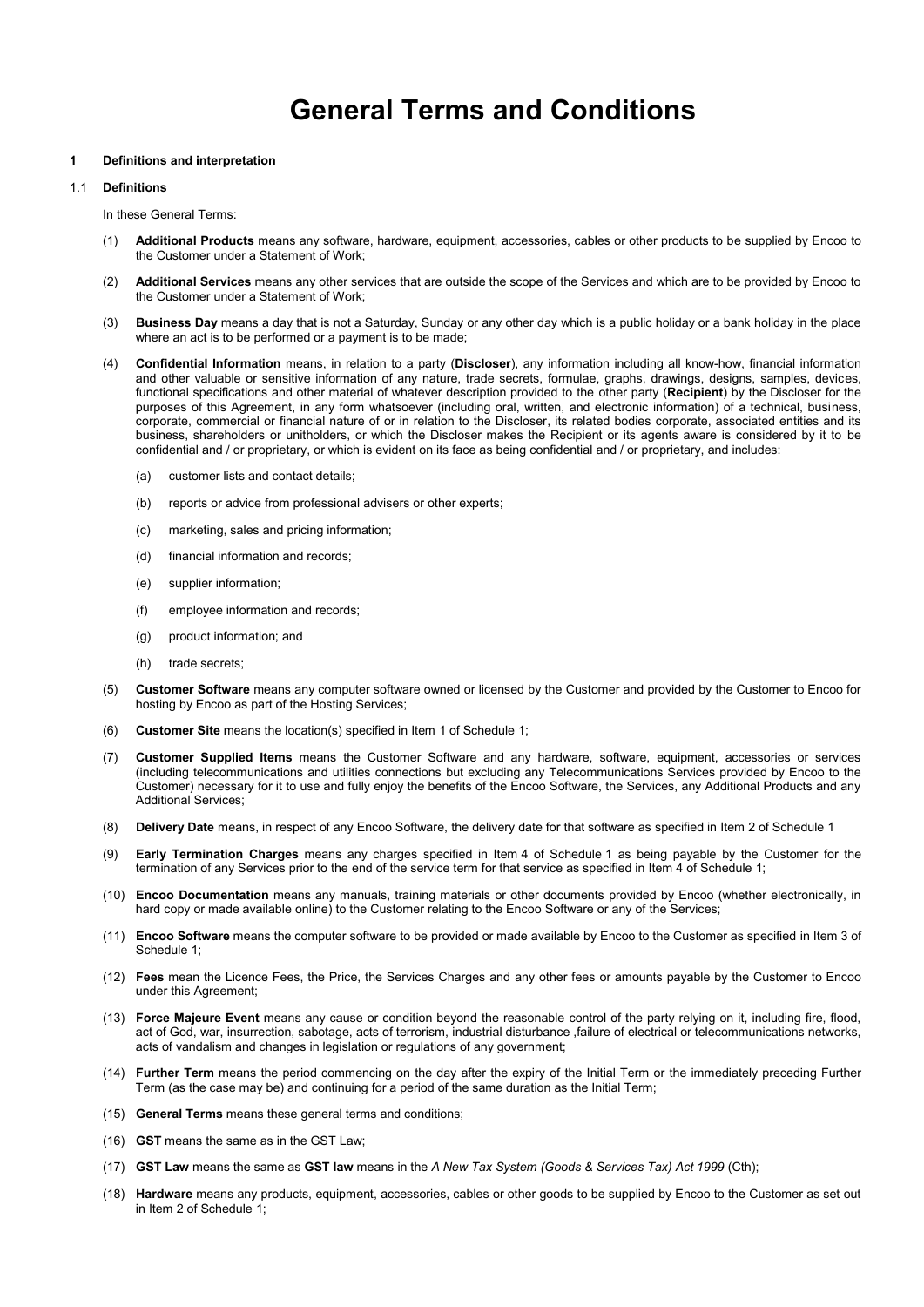# General Terms and Conditions

**1 Definitions and interpretation**

1.1 **Definitions**

In these General Terms:

(1) **Additional Products** means any software, hardware, equipment, accessories, cables or other products to be supplied by Encoo to the Customer under a Statement of Work;

(2) **Additional Services** means any other services that are outside the scope of the Services and which are to be provided by Encoo to the Customer under a Statement of Work;

(3) **Business Day** means a day that is not a Saturday, Sunday or any other day which is a public holiday or a bank holiday in the place where an act is to be performed or a payment is to be made;

(4) **Confidential Information** means, in relation to a party (**Discloser**), any information including all know-how, financial information and other valuable or sensitive information of any nature, trade secrets, formulae, graphs, drawings, designs, samples, devices, functional specifications and other material of whatever description provided to the other party (**Recipient**) by the Discloser for the purposes of this Agreement, in any form whatsoever (including oral, written, and electronic information) of a technical, business, corporate, commercial or financial nature of or in relation to the Discloser, its related bodies corporate, associated entities and its business, shareholders or unitholders, or which the Discloser makes the Recipient or its agents aware is considered by it to be confidential and / or proprietary, or which is evident on its face as being confidential and / or proprietary, and includes:

   (a) customer lists and contact details;

   (b) reports or advice from professional advisers or other experts;

   (c) marketing, sales and pricing information;

   (d) financial information and records;

   (e) supplier information;

   (f) employee information and records;

   (g) product information; and

   (h) trade secrets;

(5) **Customer Software** means any computer software owned or licensed by the Customer and provided by the Customer to Encoo for hosting by Encoo as part of the Hosting Services;

(6) **Customer Site** means the location(s) specified in Item 1 of Schedule 1;

(7) **Customer Supplied Items** means the Customer Software and any hardware, software, equipment, accessories or services (including telecommunications and utilities connections but excluding any Telecommunications Services provided by Encoo to the Customer) necessary for it to use and fully enjoy the benefits of the Encoo Software, the Services, any Additional Products and any Additional Services;

(8) **Delivery Date** means, in respect of any Encoo Software, the delivery date for that software as specified in Item 2 of Schedule 1

(9) **Early Termination Charges** means any charges specified in Item 4 of Schedule 1 as being payable by the Customer for the termination of any Services prior to the end of the service term for that service as specified in Item 4 of Schedule 1;

(10) **Encoo Documentation** means any manuals, training materials or other documents provided by Encoo (whether electronically, in hard copy or made available online) to the Customer relating to the Encoo Software or any of the Services;

(11) **Encoo Software** means the computer software to be provided or made available by Encoo to the Customer as specified in Item 3 of Schedule 1;

(12) **Fees** mean the Licence Fees, the Price, the Services Charges and any other fees or amounts payable by the Customer to Encoo under this Agreement;

(13) **Force Majeure Event** means any cause or condition beyond the reasonable control of the party relying on it, including fire, flood, act of God, war, insurrection, sabotage, acts of terrorism, industrial disturbance ,failure of electrical or telecommunications networks, acts of vandalism and changes in legislation or regulations of any government;

(14) **Further Term** means the period commencing on the day after the expiry of the Initial Term or the immediately preceding Further Term (as the case may be) and continuing for a period of the same duration as the Initial Term;

(15) **General Terms** means these general terms and conditions;

(16) **GST** means the same as in the GST Law;

(17) **GST Law** means the same as **GST law** means in the *A New Tax System (Goods & Services Tax) Act 1999* (Cth);

(18) **Hardware** means any products, equipment, accessories, cables or other goods to be supplied by Encoo to the Customer as set out in Item 2 of Schedule 1;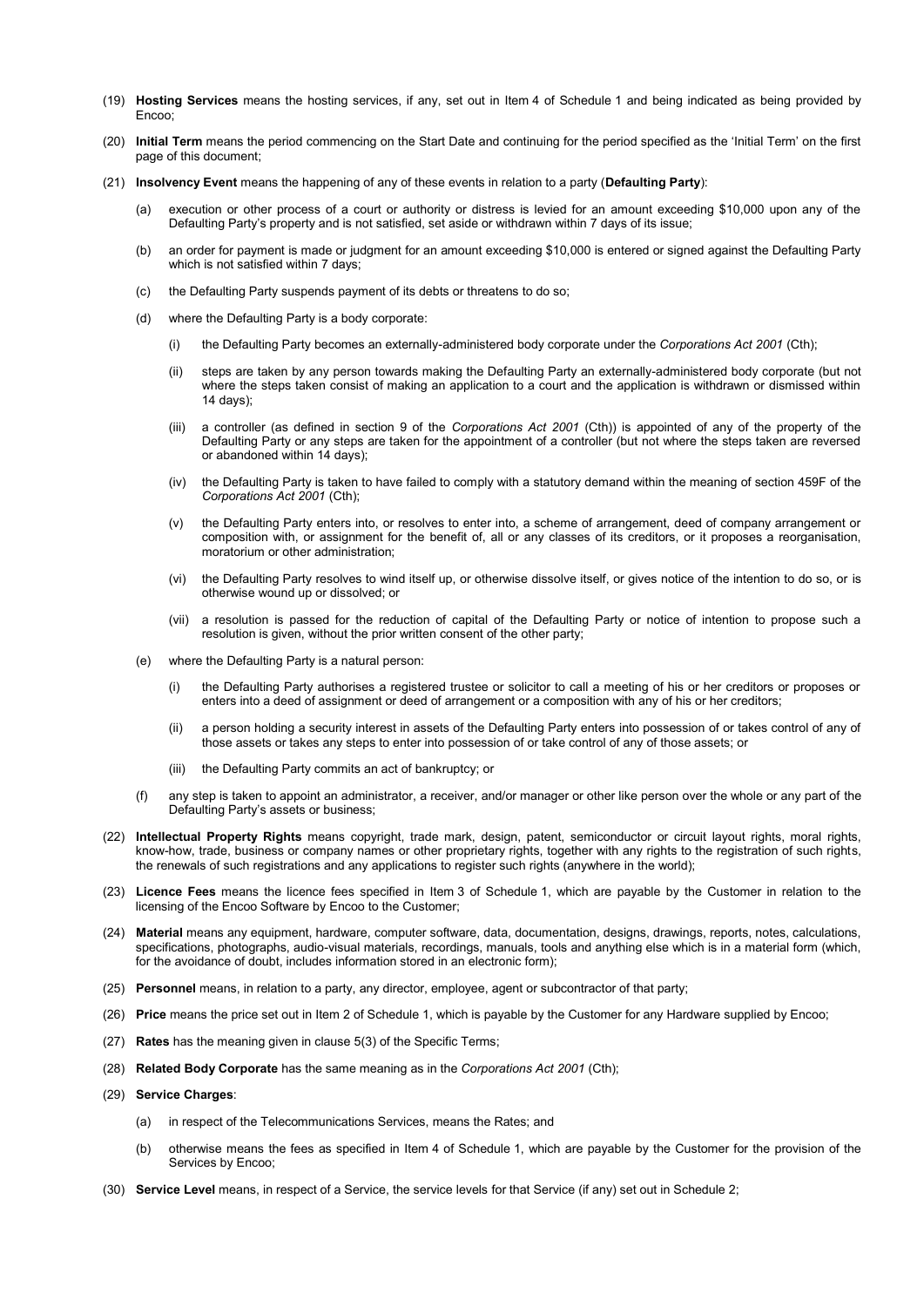(19) **Hosting Services** means the hosting services, if any, set out in Item 4 of Schedule 1 and being indicated as being provided by Encoo;

(20) **Initial Term** means the period commencing on the Start Date and continuing for the period specified as the 'Initial Term' on the first page of this document;

(21) **Insolvency Event** means the happening of any of these events in relation to a party (**Defaulting Party**):

   (a) execution or other process of a court or authority or distress is levied for an amount exceeding $10,000 upon any of the Defaulting Party's property and is not satisfied, set aside or withdrawn within 7 days of its issue;

   (b) an order for payment is made or judgment for an amount exceeding $10,000 is entered or signed against the Defaulting Party which is not satisfied within 7 days;

   (c) the Defaulting Party suspends payment of its debts or threatens to do so;

   (d) where the Defaulting Party is a body corporate:

      (i) the Defaulting Party becomes an externally-administered body corporate under the *Corporations Act 2001* (Cth);

      (ii) steps are taken by any person towards making the Defaulting Party an externally-administered body corporate (but not where the steps taken consist of making an application to a court and the application is withdrawn or dismissed within 14 days);

      (iii) a controller (as defined in section 9 of the *Corporations Act 2001* (Cth)) is appointed of any of the property of the Defaulting Party or any steps are taken for the appointment of a controller (but not where the steps taken are reversed or abandoned within 14 days);

      (iv) the Defaulting Party is taken to have failed to comply with a statutory demand within the meaning of section 459F of the *Corporations Act 2001* (Cth);

      (v) the Defaulting Party enters into, or resolves to enter into, a scheme of arrangement, deed of company arrangement or composition with, or assignment for the benefit of, all or any classes of its creditors, or it proposes a reorganisation, moratorium or other administration;

      (vi) the Defaulting Party resolves to wind itself up, or otherwise dissolve itself, or gives notice of the intention to do so, or is otherwise wound up or dissolved; or

      (vii) a resolution is passed for the reduction of capital of the Defaulting Party or notice of intention to propose such a resolution is given, without the prior written consent of the other party;

   (e) where the Defaulting Party is a natural person:

      (i) the Defaulting Party authorises a registered trustee or solicitor to call a meeting of his or her creditors or proposes or enters into a deed of assignment or deed of arrangement or a composition with any of his or her creditors;

      (ii) a person holding a security interest in assets of the Defaulting Party enters into possession of or takes control of any of those assets or takes any steps to enter into possession of or take control of any of those assets; or

      (iii) the Defaulting Party commits an act of bankruptcy; or

   (f) any step is taken to appoint an administrator, a receiver, and/or manager or other like person over the whole or any part of the Defaulting Party's assets or business;

(22) **Intellectual Property Rights** means copyright, trade mark, design, patent, semiconductor or circuit layout rights, moral rights, know-how, trade, business or company names or other proprietary rights, together with any rights to the registration of such rights, the renewals of such registrations and any applications to register such rights (anywhere in the world);

(23) **Licence Fees** means the licence fees specified in Item 3 of Schedule 1, which are payable by the Customer in relation to the licensing of the Encoo Software by Encoo to the Customer;

(24) **Material** means any equipment, hardware, computer software, data, documentation, designs, drawings, reports, notes, calculations, specifications, photographs, audio-visual materials, recordings, manuals, tools and anything else which is in a material form (which, for the avoidance of doubt, includes information stored in an electronic form);

(25) **Personnel** means, in relation to a party, any director, employee, agent or subcontractor of that party;

(26) **Price** means the price set out in Item 2 of Schedule 1, which is payable by the Customer for any Hardware supplied by Encoo;

(27) **Rates** has the meaning given in clause 5(3) of the Specific Terms;

(28) **Related Body Corporate** has the same meaning as in the *Corporations Act 2001* (Cth);

(29) **Service Charges**:

   (a) in respect of the Telecommunications Services, means the Rates; and

   (b) otherwise means the fees as specified in Item 4 of Schedule 1, which are payable by the Customer for the provision of the Services by Encoo;

(30) **Service Level** means, in respect of a Service, the service levels for that Service (if any) set out in Schedule 2;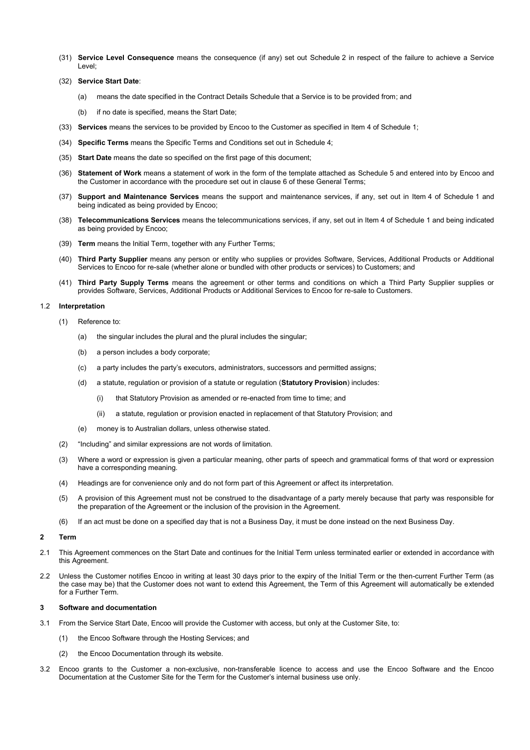(31) **Service Level Consequence** means the consequence (if any) set out Schedule 2 in respect of the failure to achieve a Service Level;

(32) **Service Start Date**:

(a) means the date specified in the Contract Details Schedule that a Service is to be provided from; and

(b) if no date is specified, means the Start Date;

(33) **Services** means the services to be provided by Encoo to the Customer as specified in Item 4 of Schedule 1;

(34) **Specific Terms** means the Specific Terms and Conditions set out in Schedule 4;

(35) **Start Date** means the date so specified on the first page of this document;

(36) **Statement of Work** means a statement of work in the form of the template attached as Schedule 5 and entered into by Encoo and the Customer in accordance with the procedure set out in clause 6 of these General Terms;

(37) **Support and Maintenance Services** means the support and maintenance services, if any, set out in Item 4 of Schedule 1 and being indicated as being provided by Encoo;

(38) **Telecommunications Services** means the telecommunications services, if any, set out in Item 4 of Schedule 1 and being indicated as being provided by Encoo;

(39) **Term** means the Initial Term, together with any Further Terms;

(40) **Third Party Supplier** means any person or entity who supplies or provides Software, Services, Additional Products or Additional Services to Encoo for re-sale (whether alone or bundled with other products or services) to Customers; and

(41) **Third Party Supply Terms** means the agreement or other terms and conditions on which a Third Party Supplier supplies or provides Software, Services, Additional Products or Additional Services to Encoo for re-sale to Customers.

### 1.2 Interpretation

(1) Reference to:

(a) the singular includes the plural and the plural includes the singular;

(b) a person includes a body corporate;

(c) a party includes the party's executors, administrators, successors and permitted assigns;

(d) a statute, regulation or provision of a statute or regulation (**Statutory Provision**) includes:

(i) that Statutory Provision as amended or re-enacted from time to time; and

(ii) a statute, regulation or provision enacted in replacement of that Statutory Provision; and

(e) money is to Australian dollars, unless otherwise stated.

(2) "Including" and similar expressions are not words of limitation.

(3) Where a word or expression is given a particular meaning, other parts of speech and grammatical forms of that word or expression have a corresponding meaning.

(4) Headings are for convenience only and do not form part of this Agreement or affect its interpretation.

(5) A provision of this Agreement must not be construed to the disadvantage of a party merely because that party was responsible for the preparation of the Agreement or the inclusion of the provision in the Agreement.

(6) If an act must be done on a specified day that is not a Business Day, it must be done instead on the next Business Day.

## 2 Term

2.1 This Agreement commences on the Start Date and continues for the Initial Term unless terminated earlier or extended in accordance with this Agreement.

2.2 Unless the Customer notifies Encoo in writing at least 30 days prior to the expiry of the Initial Term or the then-current Further Term (as the case may be) that the Customer does not want to extend this Agreement, the Term of this Agreement will automatically be extended for a Further Term.

## 3 Software and documentation

3.1 From the Service Start Date, Encoo will provide the Customer with access, but only at the Customer Site, to:

(1) the Encoo Software through the Hosting Services; and

(2) the Encoo Documentation through its website.

3.2 Encoo grants to the Customer a non-exclusive, non-transferable licence to access and use the Encoo Software and the Encoo Documentation at the Customer Site for the Term for the Customer's internal business use only.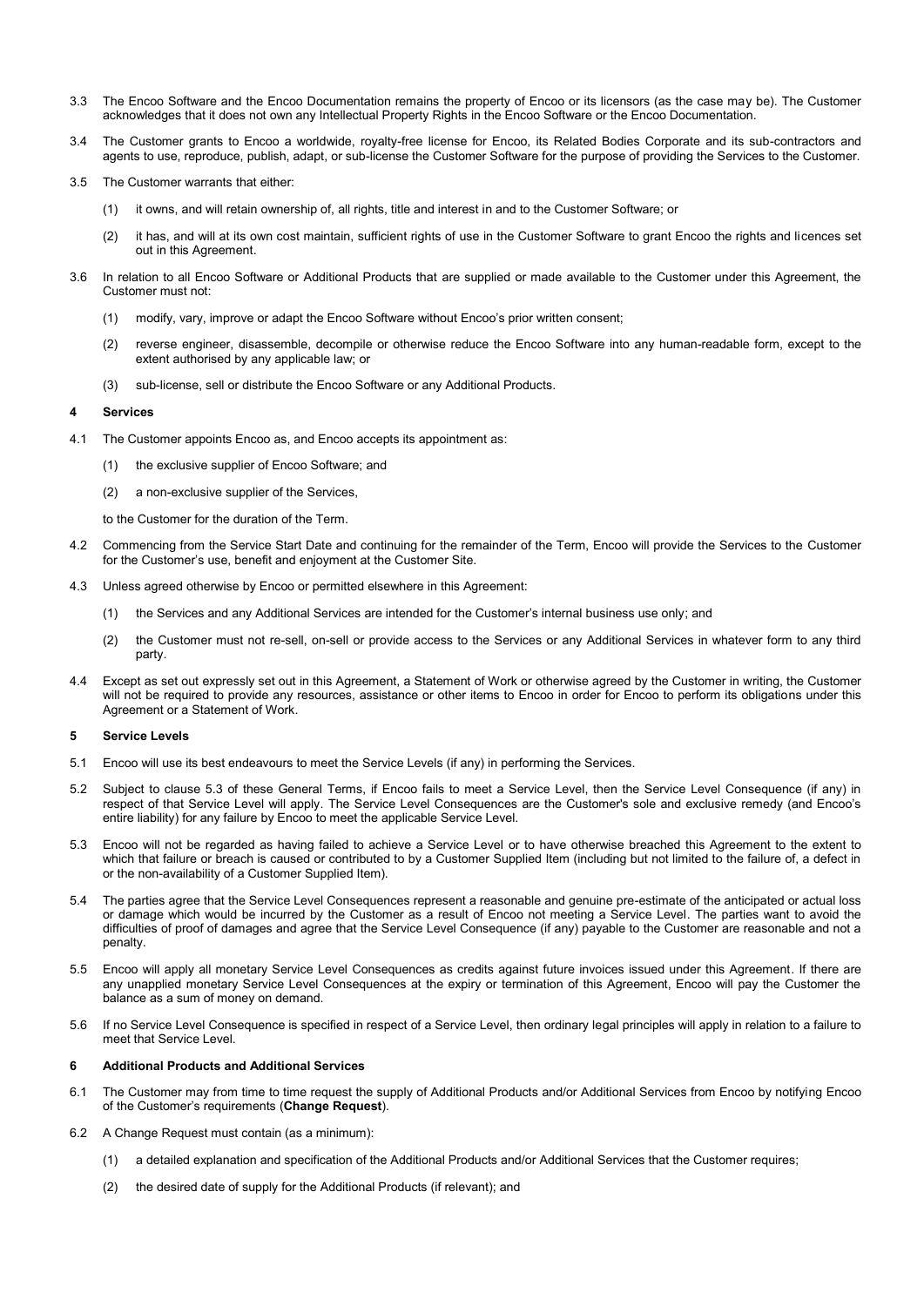3.3 The Encoo Software and the Encoo Documentation remains the property of Encoo or its licensors (as the case may be). The Customer acknowledges that it does not own any Intellectual Property Rights in the Encoo Software or the Encoo Documentation.

3.4 The Customer grants to Encoo a worldwide, royalty-free license for Encoo, its Related Bodies Corporate and its sub-contractors and agents to use, reproduce, publish, adapt, or sub-license the Customer Software for the purpose of providing the Services to the Customer.

3.5 The Customer warrants that either:

(1) it owns, and will retain ownership of, all rights, title and interest in and to the Customer Software; or

(2) it has, and will at its own cost maintain, sufficient rights of use in the Customer Software to grant Encoo the rights and licences set out in this Agreement.

3.6 In relation to all Encoo Software or Additional Products that are supplied or made available to the Customer under this Agreement, the Customer must not:

(1) modify, vary, improve or adapt the Encoo Software without Encoo's prior written consent;

(2) reverse engineer, disassemble, decompile or otherwise reduce the Encoo Software into any human-readable form, except to the extent authorised by any applicable law; or

(3) sub-license, sell or distribute the Encoo Software or any Additional Products.

## 4 Services

4.1 The Customer appoints Encoo as, and Encoo accepts its appointment as:

(1) the exclusive supplier of Encoo Software; and

(2) a non-exclusive supplier of the Services,

to the Customer for the duration of the Term.

4.2 Commencing from the Service Start Date and continuing for the remainder of the Term, Encoo will provide the Services to the Customer for the Customer's use, benefit and enjoyment at the Customer Site.

4.3 Unless agreed otherwise by Encoo or permitted elsewhere in this Agreement:

(1) the Services and any Additional Services are intended for the Customer's internal business use only; and

(2) the Customer must not re-sell, on-sell or provide access to the Services or any Additional Services in whatever form to any third party.

4.4 Except as set out expressly set out in this Agreement, a Statement of Work or otherwise agreed by the Customer in writing, the Customer will not be required to provide any resources, assistance or other items to Encoo in order for Encoo to perform its obligations under this Agreement or a Statement of Work.

## 5 Service Levels

5.1 Encoo will use its best endeavours to meet the Service Levels (if any) in performing the Services.

5.2 Subject to clause 5.3 of these General Terms, if Encoo fails to meet a Service Level, then the Service Level Consequence (if any) in respect of that Service Level will apply. The Service Level Consequences are the Customer's sole and exclusive remedy (and Encoo's entire liability) for any failure by Encoo to meet the applicable Service Level.

5.3 Encoo will not be regarded as having failed to achieve a Service Level or to have otherwise breached this Agreement to the extent to which that failure or breach is caused or contributed to by a Customer Supplied Item (including but not limited to the failure of, a defect in or the non-availability of a Customer Supplied Item).

5.4 The parties agree that the Service Level Consequences represent a reasonable and genuine pre-estimate of the anticipated or actual loss or damage which would be incurred by the Customer as a result of Encoo not meeting a Service Level. The parties want to avoid the difficulties of proof of damages and agree that the Service Level Consequence (if any) payable to the Customer are reasonable and not a penalty.

5.5 Encoo will apply all monetary Service Level Consequences as credits against future invoices issued under this Agreement. If there are any unapplied monetary Service Level Consequences at the expiry or termination of this Agreement, Encoo will pay the Customer the balance as a sum of money on demand.

5.6 If no Service Level Consequence is specified in respect of a Service Level, then ordinary legal principles will apply in relation to a failure to meet that Service Level.

## 6 Additional Products and Additional Services

6.1 The Customer may from time to time request the supply of Additional Products and/or Additional Services from Encoo by notifying Encoo of the Customer's requirements (**Change Request**).

6.2 A Change Request must contain (as a minimum):

(1) a detailed explanation and specification of the Additional Products and/or Additional Services that the Customer requires;

(2) the desired date of supply for the Additional Products (if relevant); and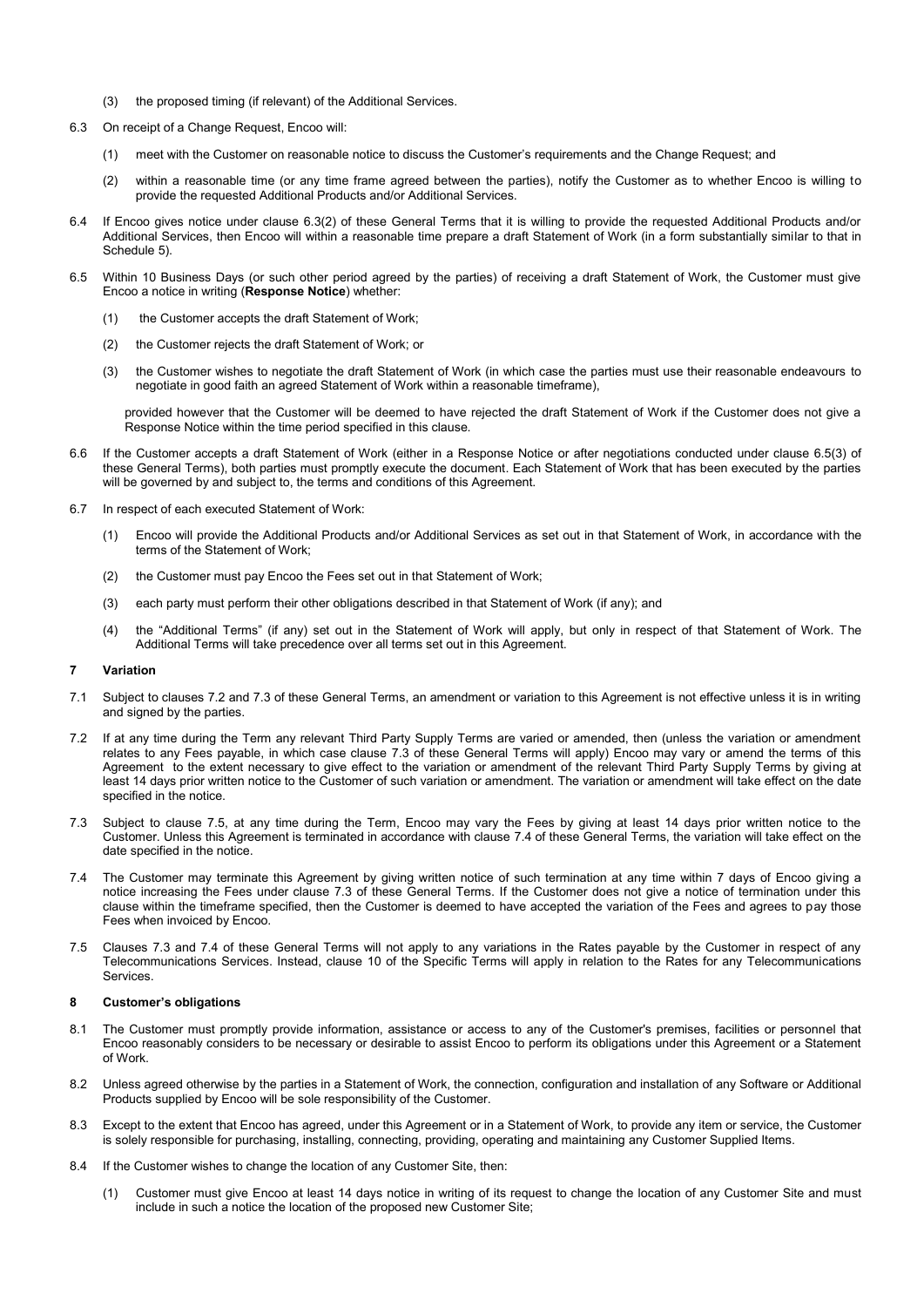(3) the proposed timing (if relevant) of the Additional Services.

6.3 On receipt of a Change Request, Encoo will:

(1) meet with the Customer on reasonable notice to discuss the Customer's requirements and the Change Request; and

(2) within a reasonable time (or any time frame agreed between the parties), notify the Customer as to whether Encoo is willing to provide the requested Additional Products and/or Additional Services.

6.4 If Encoo gives notice under clause 6.3(2) of these General Terms that it is willing to provide the requested Additional Products and/or Additional Services, then Encoo will within a reasonable time prepare a draft Statement of Work (in a form substantially similar to that in Schedule 5).

6.5 Within 10 Business Days (or such other period agreed by the parties) of receiving a draft Statement of Work, the Customer must give Encoo a notice in writing (**Response Notice**) whether:

(1) the Customer accepts the draft Statement of Work;

(2) the Customer rejects the draft Statement of Work; or

(3) the Customer wishes to negotiate the draft Statement of Work (in which case the parties must use their reasonable endeavours to negotiate in good faith an agreed Statement of Work within a reasonable timeframe),

provided however that the Customer will be deemed to have rejected the draft Statement of Work if the Customer does not give a Response Notice within the time period specified in this clause.

6.6 If the Customer accepts a draft Statement of Work (either in a Response Notice or after negotiations conducted under clause 6.5(3) of these General Terms), both parties must promptly execute the document. Each Statement of Work that has been executed by the parties will be governed by and subject to, the terms and conditions of this Agreement.

6.7 In respect of each executed Statement of Work:

(1) Encoo will provide the Additional Products and/or Additional Services as set out in that Statement of Work, in accordance with the terms of the Statement of Work;

(2) the Customer must pay Encoo the Fees set out in that Statement of Work;

(3) each party must perform their other obligations described in that Statement of Work (if any); and

(4) the "Additional Terms" (if any) set out in the Statement of Work will apply, but only in respect of that Statement of Work. The Additional Terms will take precedence over all terms set out in this Agreement.

## 7 Variation

7.1 Subject to clauses 7.2 and 7.3 of these General Terms, an amendment or variation to this Agreement is not effective unless it is in writing and signed by the parties.

7.2 If at any time during the Term any relevant Third Party Supply Terms are varied or amended, then (unless the variation or amendment relates to any Fees payable, in which case clause 7.3 of these General Terms will apply) Encoo may vary or amend the terms of this Agreement to the extent necessary to give effect to the variation or amendment of the relevant Third Party Supply Terms by giving at least 14 days prior written notice to the Customer of such variation or amendment. The variation or amendment will take effect on the date specified in the notice.

7.3 Subject to clause 7.5, at any time during the Term, Encoo may vary the Fees by giving at least 14 days prior written notice to the Customer. Unless this Agreement is terminated in accordance with clause 7.4 of these General Terms, the variation will take effect on the date specified in the notice.

7.4 The Customer may terminate this Agreement by giving written notice of such termination at any time within 7 days of Encoo giving a notice increasing the Fees under clause 7.3 of these General Terms. If the Customer does not give a notice of termination under this clause within the timeframe specified, then the Customer is deemed to have accepted the variation of the Fees and agrees to pay those Fees when invoiced by Encoo.

7.5 Clauses 7.3 and 7.4 of these General Terms will not apply to any variations in the Rates payable by the Customer in respect of any Telecommunications Services. Instead, clause 10 of the Specific Terms will apply in relation to the Rates for any Telecommunications Services.

## 8 Customer's obligations

8.1 The Customer must promptly provide information, assistance or access to any of the Customer's premises, facilities or personnel that Encoo reasonably considers to be necessary or desirable to assist Encoo to perform its obligations under this Agreement or a Statement of Work.

8.2 Unless agreed otherwise by the parties in a Statement of Work, the connection, configuration and installation of any Software or Additional Products supplied by Encoo will be sole responsibility of the Customer.

8.3 Except to the extent that Encoo has agreed, under this Agreement or in a Statement of Work, to provide any item or service, the Customer is solely responsible for purchasing, installing, connecting, providing, operating and maintaining any Customer Supplied Items.

8.4 If the Customer wishes to change the location of any Customer Site, then:

(1) Customer must give Encoo at least 14 days notice in writing of its request to change the location of any Customer Site and must include in such a notice the location of the proposed new Customer Site;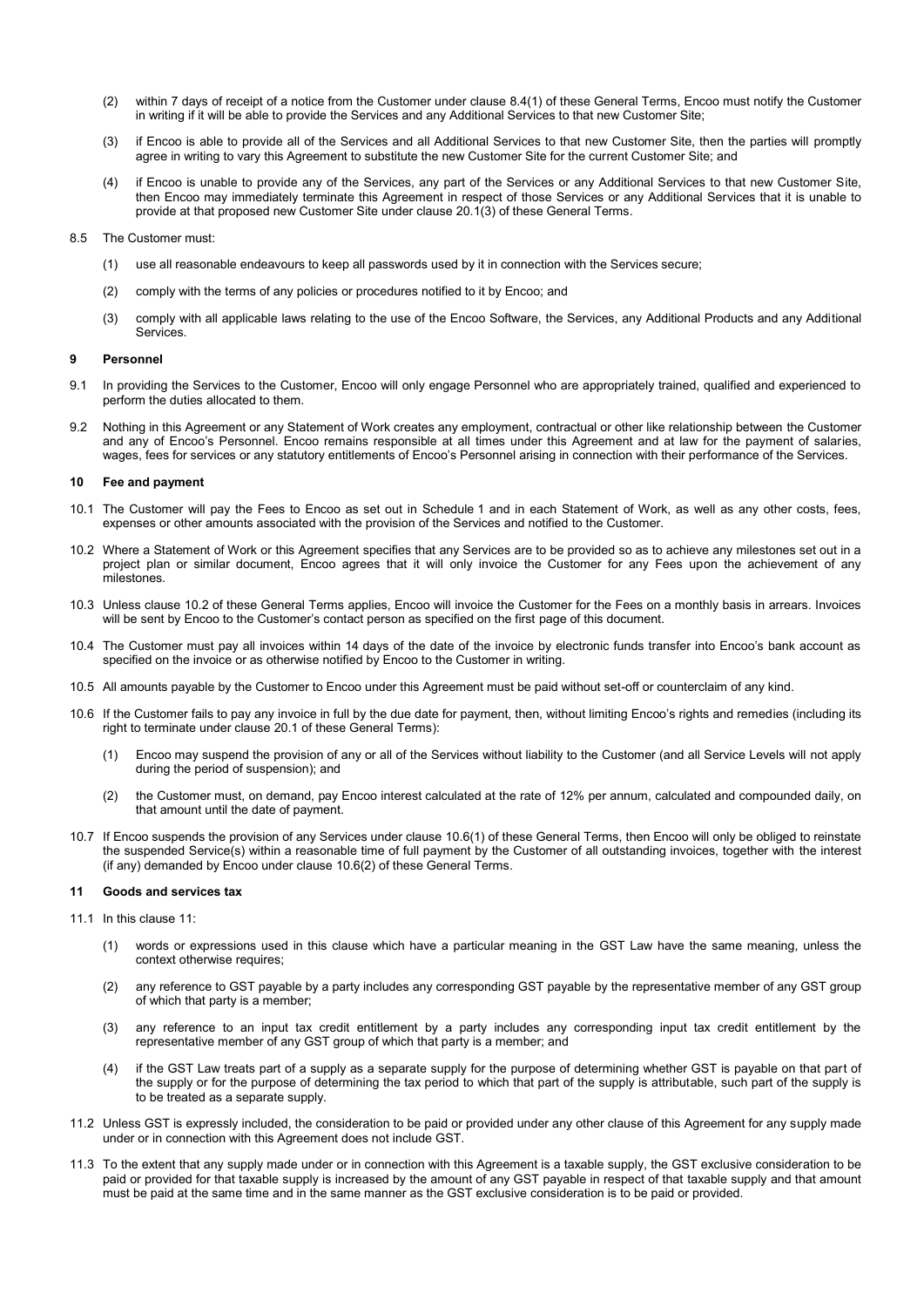(2) within 7 days of receipt of a notice from the Customer under clause 8.4(1) of these General Terms, Encoo must notify the Customer in writing if it will be able to provide the Services and any Additional Services to that new Customer Site;

(3) if Encoo is able to provide all of the Services and all Additional Services to that new Customer Site, then the parties will promptly agree in writing to vary this Agreement to substitute the new Customer Site for the current Customer Site; and

(4) if Encoo is unable to provide any of the Services, any part of the Services or any Additional Services to that new Customer Site, then Encoo may immediately terminate this Agreement in respect of those Services or any Additional Services that it is unable to provide at that proposed new Customer Site under clause 20.1(3) of these General Terms.

8.5 The Customer must:

(1) use all reasonable endeavours to keep all passwords used by it in connection with the Services secure;

(2) comply with the terms of any policies or procedures notified to it by Encoo; and

(3) comply with all applicable laws relating to the use of the Encoo Software, the Services, any Additional Products and any Additional Services.

## 9 Personnel

9.1 In providing the Services to the Customer, Encoo will only engage Personnel who are appropriately trained, qualified and experienced to perform the duties allocated to them.

9.2 Nothing in this Agreement or any Statement of Work creates any employment, contractual or other like relationship between the Customer and any of Encoo's Personnel. Encoo remains responsible at all times under this Agreement and at law for the payment of salaries, wages, fees for services or any statutory entitlements of Encoo's Personnel arising in connection with their performance of the Services.

## 10 Fee and payment

10.1 The Customer will pay the Fees to Encoo as set out in Schedule 1 and in each Statement of Work, as well as any other costs, fees, expenses or other amounts associated with the provision of the Services and notified to the Customer.

10.2 Where a Statement of Work or this Agreement specifies that any Services are to be provided so as to achieve any milestones set out in a project plan or similar document, Encoo agrees that it will only invoice the Customer for any Fees upon the achievement of any milestones.

10.3 Unless clause 10.2 of these General Terms applies, Encoo will invoice the Customer for the Fees on a monthly basis in arrears. Invoices will be sent by Encoo to the Customer's contact person as specified on the first page of this document.

10.4 The Customer must pay all invoices within 14 days of the date of the invoice by electronic funds transfer into Encoo's bank account as specified on the invoice or as otherwise notified by Encoo to the Customer in writing.

10.5 All amounts payable by the Customer to Encoo under this Agreement must be paid without set-off or counterclaim of any kind.

10.6 If the Customer fails to pay any invoice in full by the due date for payment, then, without limiting Encoo's rights and remedies (including its right to terminate under clause 20.1 of these General Terms):

(1) Encoo may suspend the provision of any or all of the Services without liability to the Customer (and all Service Levels will not apply during the period of suspension); and

(2) the Customer must, on demand, pay Encoo interest calculated at the rate of 12% per annum, calculated and compounded daily, on that amount until the date of payment.

10.7 If Encoo suspends the provision of any Services under clause 10.6(1) of these General Terms, then Encoo will only be obliged to reinstate the suspended Service(s) within a reasonable time of full payment by the Customer of all outstanding invoices, together with the interest (if any) demanded by Encoo under clause 10.6(2) of these General Terms.

## 11 Goods and services tax

11.1 In this clause 11:

(1) words or expressions used in this clause which have a particular meaning in the GST Law have the same meaning, unless the context otherwise requires;

(2) any reference to GST payable by a party includes any corresponding GST payable by the representative member of any GST group of which that party is a member;

(3) any reference to an input tax credit entitlement by a party includes any corresponding input tax credit entitlement by the representative member of any GST group of which that party is a member; and

(4) if the GST Law treats part of a supply as a separate supply for the purpose of determining whether GST is payable on that part of the supply or for the purpose of determining the tax period to which that part of the supply is attributable, such part of the supply is to be treated as a separate supply.

11.2 Unless GST is expressly included, the consideration to be paid or provided under any other clause of this Agreement for any supply made under or in connection with this Agreement does not include GST.

11.3 To the extent that any supply made under or in connection with this Agreement is a taxable supply, the GST exclusive consideration to be paid or provided for that taxable supply is increased by the amount of any GST payable in respect of that taxable supply and that amount must be paid at the same time and in the same manner as the GST exclusive consideration is to be paid or provided.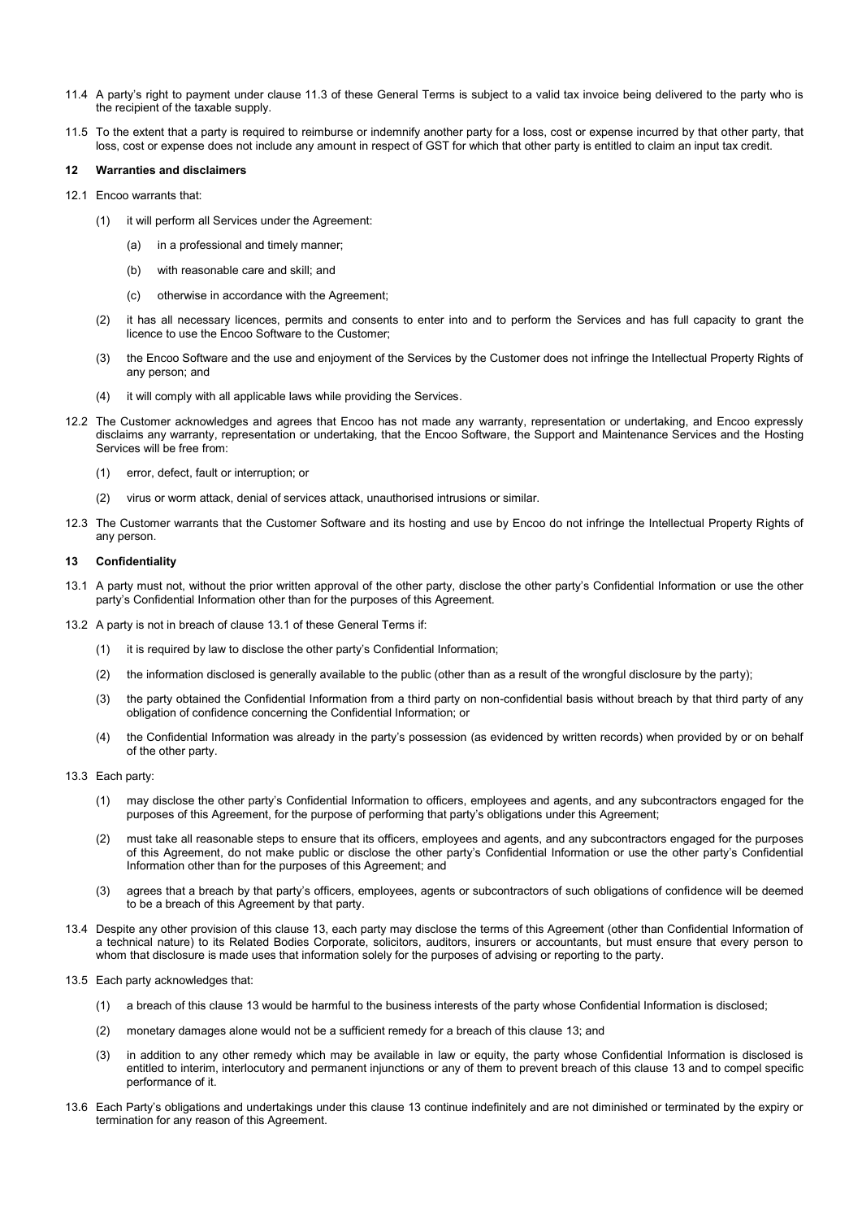11.4 A party's right to payment under clause 11.3 of these General Terms is subject to a valid tax invoice being delivered to the party who is the recipient of the taxable supply.

11.5 To the extent that a party is required to reimburse or indemnify another party for a loss, cost or expense incurred by that other party, that loss, cost or expense does not include any amount in respect of GST for which that other party is entitled to claim an input tax credit.

## 12 Warranties and disclaimers

12.1 Encoo warrants that:

(1) it will perform all Services under the Agreement:

(a) in a professional and timely manner;

(b) with reasonable care and skill; and

(c) otherwise in accordance with the Agreement;

(2) it has all necessary licences, permits and consents to enter into and to perform the Services and has full capacity to grant the licence to use the Encoo Software to the Customer;

(3) the Encoo Software and the use and enjoyment of the Services by the Customer does not infringe the Intellectual Property Rights of any person; and

(4) it will comply with all applicable laws while providing the Services.

12.2 The Customer acknowledges and agrees that Encoo has not made any warranty, representation or undertaking, and Encoo expressly disclaims any warranty, representation or undertaking, that the Encoo Software, the Support and Maintenance Services and the Hosting Services will be free from:

(1) error, defect, fault or interruption; or

(2) virus or worm attack, denial of services attack, unauthorised intrusions or similar.

12.3 The Customer warrants that the Customer Software and its hosting and use by Encoo do not infringe the Intellectual Property Rights of any person.

## 13 Confidentiality

13.1 A party must not, without the prior written approval of the other party, disclose the other party's Confidential Information or use the other party's Confidential Information other than for the purposes of this Agreement.

13.2 A party is not in breach of clause 13.1 of these General Terms if:

(1) it is required by law to disclose the other party's Confidential Information;

(2) the information disclosed is generally available to the public (other than as a result of the wrongful disclosure by the party);

(3) the party obtained the Confidential Information from a third party on non-confidential basis without breach by that third party of any obligation of confidence concerning the Confidential Information; or

(4) the Confidential Information was already in the party's possession (as evidenced by written records) when provided by or on behalf of the other party.

13.3 Each party:

(1) may disclose the other party's Confidential Information to officers, employees and agents, and any subcontractors engaged for the purposes of this Agreement, for the purpose of performing that party's obligations under this Agreement;

(2) must take all reasonable steps to ensure that its officers, employees and agents, and any subcontractors engaged for the purposes of this Agreement, do not make public or disclose the other party's Confidential Information or use the other party's Confidential Information other than for the purposes of this Agreement; and

(3) agrees that a breach by that party's officers, employees, agents or subcontractors of such obligations of confidence will be deemed to be a breach of this Agreement by that party.

13.4 Despite any other provision of this clause 13, each party may disclose the terms of this Agreement (other than Confidential Information of a technical nature) to its Related Bodies Corporate, solicitors, auditors, insurers or accountants, but must ensure that every person to whom that disclosure is made uses that information solely for the purposes of advising or reporting to the party.

13.5 Each party acknowledges that:

(1) a breach of this clause 13 would be harmful to the business interests of the party whose Confidential Information is disclosed;

(2) monetary damages alone would not be a sufficient remedy for a breach of this clause 13; and

(3) in addition to any other remedy which may be available in law or equity, the party whose Confidential Information is disclosed is entitled to interim, interlocutory and permanent injunctions or any of them to prevent breach of this clause 13 and to compel specific performance of it.

13.6 Each Party's obligations and undertakings under this clause 13 continue indefinitely and are not diminished or terminated by the expiry or termination for any reason of this Agreement.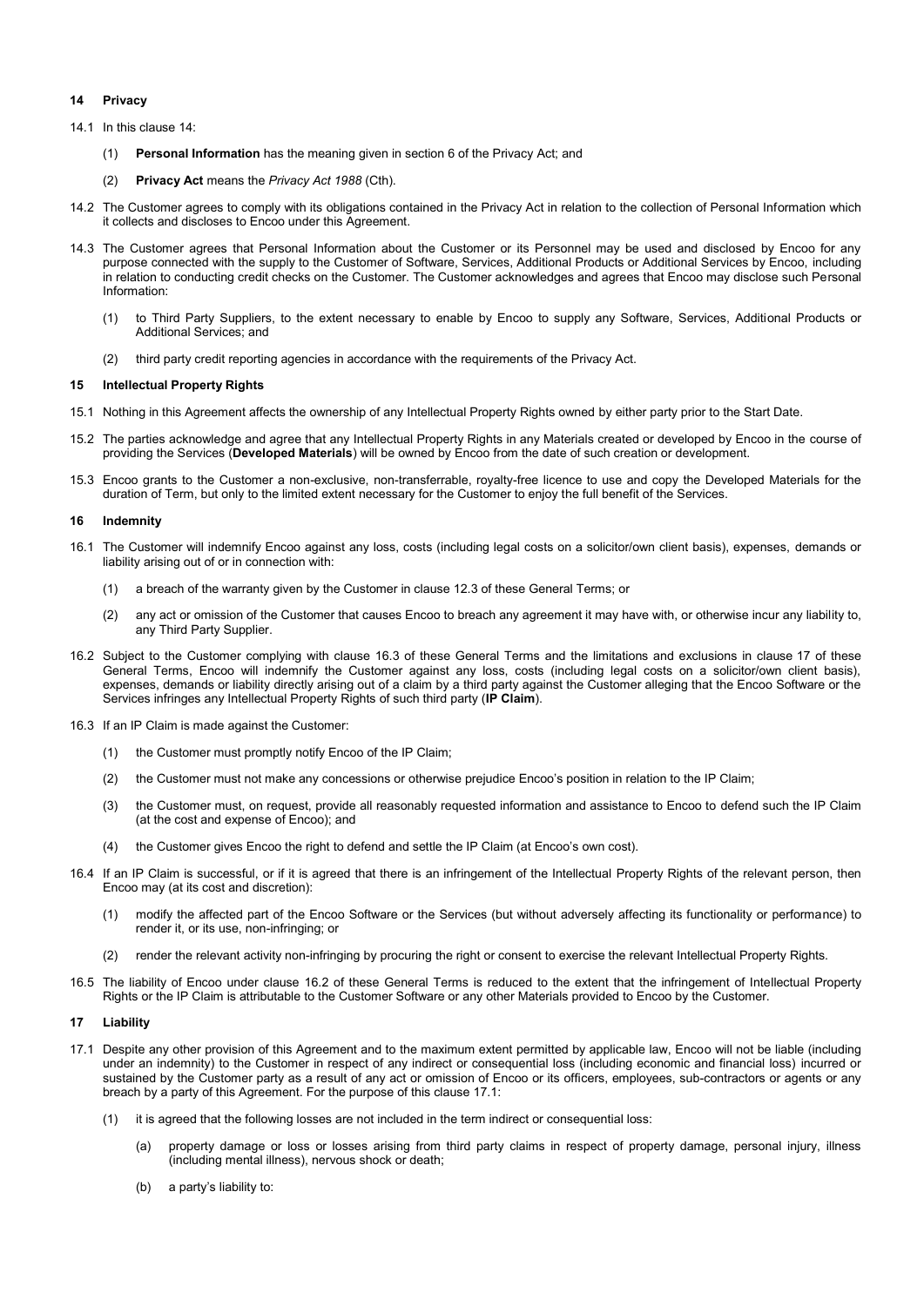## 14 Privacy

14.1 In this clause 14:

(1) **Personal Information** has the meaning given in section 6 of the Privacy Act; and

(2) **Privacy Act** means the *Privacy Act 1988* (Cth).

14.2 The Customer agrees to comply with its obligations contained in the Privacy Act in relation to the collection of Personal Information which it collects and discloses to Encoo under this Agreement.

14.3 The Customer agrees that Personal Information about the Customer or its Personnel may be used and disclosed by Encoo for any purpose connected with the supply to the Customer of Software, Services, Additional Products or Additional Services by Encoo, including in relation to conducting credit checks on the Customer. The Customer acknowledges and agrees that Encoo may disclose such Personal Information:

(1) to Third Party Suppliers, to the extent necessary to enable by Encoo to supply any Software, Services, Additional Products or Additional Services; and

(2) third party credit reporting agencies in accordance with the requirements of the Privacy Act.

## 15 Intellectual Property Rights

15.1 Nothing in this Agreement affects the ownership of any Intellectual Property Rights owned by either party prior to the Start Date.

15.2 The parties acknowledge and agree that any Intellectual Property Rights in any Materials created or developed by Encoo in the course of providing the Services (**Developed Materials**) will be owned by Encoo from the date of such creation or development.

15.3 Encoo grants to the Customer a non-exclusive, non-transferrable, royalty-free licence to use and copy the Developed Materials for the duration of Term, but only to the limited extent necessary for the Customer to enjoy the full benefit of the Services.

## 16 Indemnity

16.1 The Customer will indemnify Encoo against any loss, costs (including legal costs on a solicitor/own client basis), expenses, demands or liability arising out of or in connection with:

(1) a breach of the warranty given by the Customer in clause 12.3 of these General Terms; or

(2) any act or omission of the Customer that causes Encoo to breach any agreement it may have with, or otherwise incur any liability to, any Third Party Supplier.

16.2 Subject to the Customer complying with clause 16.3 of these General Terms and the limitations and exclusions in clause 17 of these General Terms, Encoo will indemnify the Customer against any loss, costs (including legal costs on a solicitor/own client basis), expenses, demands or liability directly arising out of a claim by a third party against the Customer alleging that the Encoo Software or the Services infringes any Intellectual Property Rights of such third party (**IP Claim**).

16.3 If an IP Claim is made against the Customer:

(1) the Customer must promptly notify Encoo of the IP Claim;

(2) the Customer must not make any concessions or otherwise prejudice Encoo's position in relation to the IP Claim;

(3) the Customer must, on request, provide all reasonably requested information and assistance to Encoo to defend such the IP Claim (at the cost and expense of Encoo); and

(4) the Customer gives Encoo the right to defend and settle the IP Claim (at Encoo's own cost).

16.4 If an IP Claim is successful, or if it is agreed that there is an infringement of the Intellectual Property Rights of the relevant person, then Encoo may (at its cost and discretion):

(1) modify the affected part of the Encoo Software or the Services (but without adversely affecting its functionality or performance) to render it, or its use, non-infringing; or

(2) render the relevant activity non-infringing by procuring the right or consent to exercise the relevant Intellectual Property Rights.

16.5 The liability of Encoo under clause 16.2 of these General Terms is reduced to the extent that the infringement of Intellectual Property Rights or the IP Claim is attributable to the Customer Software or any other Materials provided to Encoo by the Customer.

## 17 Liability

17.1 Despite any other provision of this Agreement and to the maximum extent permitted by applicable law, Encoo will not be liable (including under an indemnity) to the Customer in respect of any indirect or consequential loss (including economic and financial loss) incurred or sustained by the Customer party as a result of any act or omission of Encoo or its officers, employees, sub-contractors or agents or any breach by a party of this Agreement. For the purpose of this clause 17.1:

(1) it is agreed that the following losses are not included in the term indirect or consequential loss:

(a) property damage or loss or losses arising from third party claims in respect of property damage, personal injury, illness (including mental illness), nervous shock or death;

(b) a party's liability to: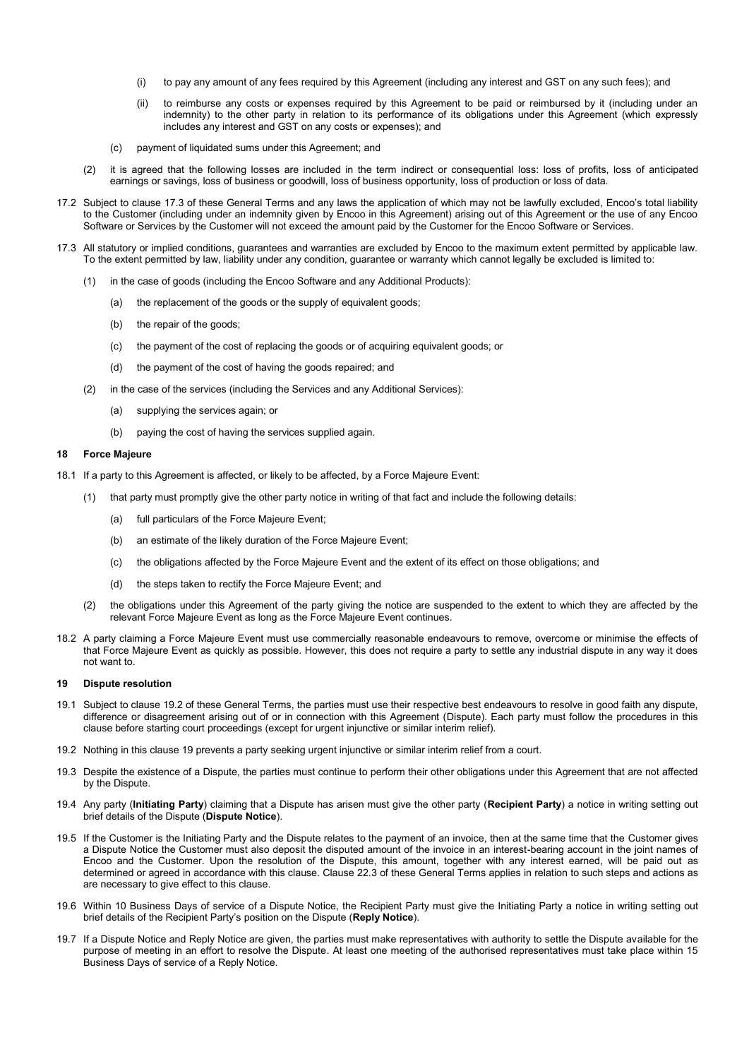(i) to pay any amount of any fees required by this Agreement (including any interest and GST on any such fees); and

(ii) to reimburse any costs or expenses required by this Agreement to be paid or reimbursed by it (including under an indemnity) to the other party in relation to its performance of its obligations under this Agreement (which expressly includes any interest and GST on any costs or expenses); and

(c) payment of liquidated sums under this Agreement; and

(2) it is agreed that the following losses are included in the term indirect or consequential loss: loss of profits, loss of anticipated earnings or savings, loss of business or goodwill, loss of business opportunity, loss of production or loss of data.

17.2 Subject to clause 17.3 of these General Terms and any laws the application of which may not be lawfully excluded, Encoo's total liability to the Customer (including under an indemnity given by Encoo in this Agreement) arising out of this Agreement or the use of any Encoo Software or Services by the Customer will not exceed the amount paid by the Customer for the Encoo Software or Services.

17.3 All statutory or implied conditions, guarantees and warranties are excluded by Encoo to the maximum extent permitted by applicable law. To the extent permitted by law, liability under any condition, guarantee or warranty which cannot legally be excluded is limited to:

(1) in the case of goods (including the Encoo Software and any Additional Products):

(a) the replacement of the goods or the supply of equivalent goods;

(b) the repair of the goods;

(c) the payment of the cost of replacing the goods or of acquiring equivalent goods; or

(d) the payment of the cost of having the goods repaired; and

(2) in the case of the services (including the Services and any Additional Services):

(a) supplying the services again; or

(b) paying the cost of having the services supplied again.

## 18 Force Majeure

18.1 If a party to this Agreement is affected, or likely to be affected, by a Force Majeure Event:

(1) that party must promptly give the other party notice in writing of that fact and include the following details:

(a) full particulars of the Force Majeure Event;

(b) an estimate of the likely duration of the Force Majeure Event;

(c) the obligations affected by the Force Majeure Event and the extent of its effect on those obligations; and

(d) the steps taken to rectify the Force Majeure Event; and

(2) the obligations under this Agreement of the party giving the notice are suspended to the extent to which they are affected by the relevant Force Majeure Event as long as the Force Majeure Event continues.

18.2 A party claiming a Force Majeure Event must use commercially reasonable endeavours to remove, overcome or minimise the effects of that Force Majeure Event as quickly as possible. However, this does not require a party to settle any industrial dispute in any way it does not want to.

## 19 Dispute resolution

19.1 Subject to clause 19.2 of these General Terms, the parties must use their respective best endeavours to resolve in good faith any dispute, difference or disagreement arising out of or in connection with this Agreement (Dispute). Each party must follow the procedures in this clause before starting court proceedings (except for urgent injunctive or similar interim relief).

19.2 Nothing in this clause 19 prevents a party seeking urgent injunctive or similar interim relief from a court.

19.3 Despite the existence of a Dispute, the parties must continue to perform their other obligations under this Agreement that are not affected by the Dispute.

19.4 Any party (**Initiating Party**) claiming that a Dispute has arisen must give the other party (**Recipient Party**) a notice in writing setting out brief details of the Dispute (**Dispute Notice**).

19.5 If the Customer is the Initiating Party and the Dispute relates to the payment of an invoice, then at the same time that the Customer gives a Dispute Notice the Customer must also deposit the disputed amount of the invoice in an interest-bearing account in the joint names of Encoo and the Customer. Upon the resolution of the Dispute, this amount, together with any interest earned, will be paid out as determined or agreed in accordance with this clause. Clause 22.3 of these General Terms applies in relation to such steps and actions as are necessary to give effect to this clause.

19.6 Within 10 Business Days of service of a Dispute Notice, the Recipient Party must give the Initiating Party a notice in writing setting out brief details of the Recipient Party's position on the Dispute (**Reply Notice**).

19.7 If a Dispute Notice and Reply Notice are given, the parties must make representatives with authority to settle the Dispute available for the purpose of meeting in an effort to resolve the Dispute. At least one meeting of the authorised representatives must take place within 15 Business Days of service of a Reply Notice.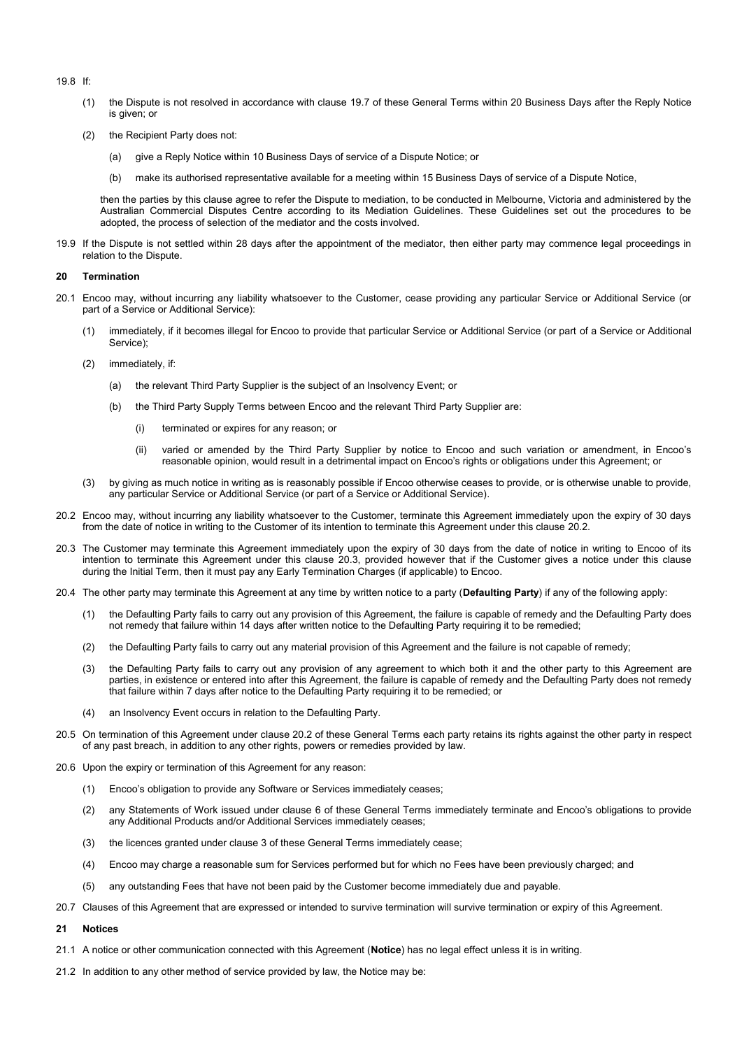19.8 If:

(1) the Dispute is not resolved in accordance with clause 19.7 of these General Terms within 20 Business Days after the Reply Notice is given; or

(2) the Recipient Party does not:

(a) give a Reply Notice within 10 Business Days of service of a Dispute Notice; or

(b) make its authorised representative available for a meeting within 15 Business Days of service of a Dispute Notice,

then the parties by this clause agree to refer the Dispute to mediation, to be conducted in Melbourne, Victoria and administered by the Australian Commercial Disputes Centre according to its Mediation Guidelines. These Guidelines set out the procedures to be adopted, the process of selection of the mediator and the costs involved.

19.9 If the Dispute is not settled within 28 days after the appointment of the mediator, then either party may commence legal proceedings in relation to the Dispute.

## 20 Termination

20.1 Encoo may, without incurring any liability whatsoever to the Customer, cease providing any particular Service or Additional Service (or part of a Service or Additional Service):

(1) immediately, if it becomes illegal for Encoo to provide that particular Service or Additional Service (or part of a Service or Additional Service);

(2) immediately, if:

(a) the relevant Third Party Supplier is the subject of an Insolvency Event; or

(b) the Third Party Supply Terms between Encoo and the relevant Third Party Supplier are:

(i) terminated or expires for any reason; or

(ii) varied or amended by the Third Party Supplier by notice to Encoo and such variation or amendment, in Encoo's reasonable opinion, would result in a detrimental impact on Encoo's rights or obligations under this Agreement; or

(3) by giving as much notice in writing as is reasonably possible if Encoo otherwise ceases to provide, or is otherwise unable to provide, any particular Service or Additional Service (or part of a Service or Additional Service).

20.2 Encoo may, without incurring any liability whatsoever to the Customer, terminate this Agreement immediately upon the expiry of 30 days from the date of notice in writing to the Customer of its intention to terminate this Agreement under this clause 20.2.

20.3 The Customer may terminate this Agreement immediately upon the expiry of 30 days from the date of notice in writing to Encoo of its intention to terminate this Agreement under this clause 20.3, provided however that if the Customer gives a notice under this clause during the Initial Term, then it must pay any Early Termination Charges (if applicable) to Encoo.

20.4 The other party may terminate this Agreement at any time by written notice to a party (**Defaulting Party**) if any of the following apply:

(1) the Defaulting Party fails to carry out any provision of this Agreement, the failure is capable of remedy and the Defaulting Party does not remedy that failure within 14 days after written notice to the Defaulting Party requiring it to be remedied;

(2) the Defaulting Party fails to carry out any material provision of this Agreement and the failure is not capable of remedy;

(3) the Defaulting Party fails to carry out any provision of any agreement to which both it and the other party to this Agreement are parties, in existence or entered into after this Agreement, the failure is capable of remedy and the Defaulting Party does not remedy that failure within 7 days after notice to the Defaulting Party requiring it to be remedied; or

(4) an Insolvency Event occurs in relation to the Defaulting Party.

20.5 On termination of this Agreement under clause 20.2 of these General Terms each party retains its rights against the other party in respect of any past breach, in addition to any other rights, powers or remedies provided by law.

20.6 Upon the expiry or termination of this Agreement for any reason:

(1) Encoo's obligation to provide any Software or Services immediately ceases;

(2) any Statements of Work issued under clause 6 of these General Terms immediately terminate and Encoo's obligations to provide any Additional Products and/or Additional Services immediately ceases;

(3) the licences granted under clause 3 of these General Terms immediately cease;

(4) Encoo may charge a reasonable sum for Services performed but for which no Fees have been previously charged; and

(5) any outstanding Fees that have not been paid by the Customer become immediately due and payable.

20.7 Clauses of this Agreement that are expressed or intended to survive termination will survive termination or expiry of this Agreement.

## 21 Notices

21.1 A notice or other communication connected with this Agreement (**Notice**) has no legal effect unless it is in writing.

21.2 In addition to any other method of service provided by law, the Notice may be: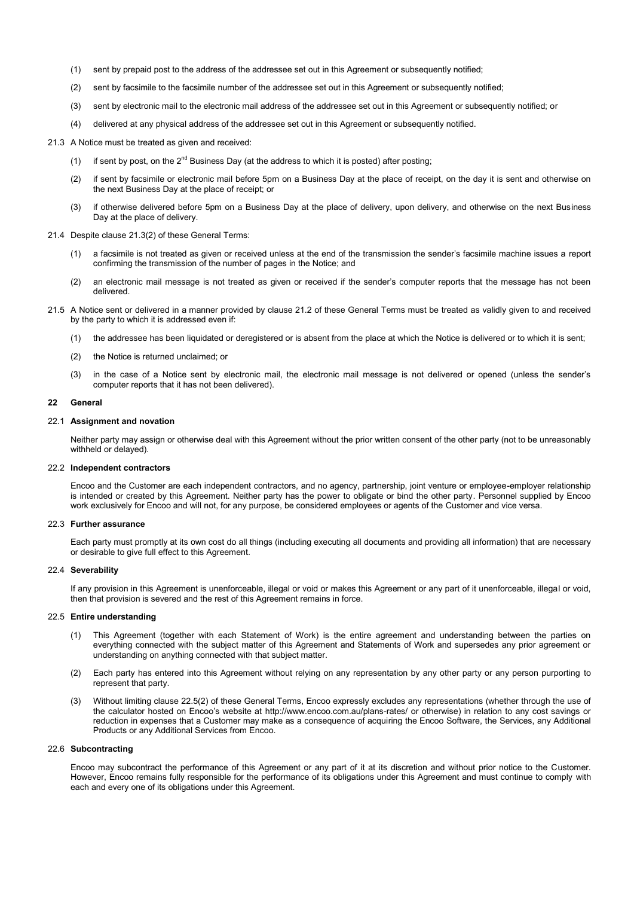(1) sent by prepaid post to the address of the addressee set out in this Agreement or subsequently notified;

(2) sent by facsimile to the facsimile number of the addressee set out in this Agreement or subsequently notified;

(3) sent by electronic mail to the electronic mail address of the addressee set out in this Agreement or subsequently notified; or

(4) delivered at any physical address of the addressee set out in this Agreement or subsequently notified.

21.3 A Notice must be treated as given and received:

(1) if sent by post, on the 2nd Business Day (at the address to which it is posted) after posting;

(2) if sent by facsimile or electronic mail before 5pm on a Business Day at the place of receipt, on the day it is sent and otherwise on the next Business Day at the place of receipt; or

(3) if otherwise delivered before 5pm on a Business Day at the place of delivery, upon delivery, and otherwise on the next Business Day at the place of delivery.

21.4 Despite clause 21.3(2) of these General Terms:

(1) a facsimile is not treated as given or received unless at the end of the transmission the sender's facsimile machine issues a report confirming the transmission of the number of pages in the Notice; and

(2) an electronic mail message is not treated as given or received if the sender's computer reports that the message has not been delivered.

21.5 A Notice sent or delivered in a manner provided by clause 21.2 of these General Terms must be treated as validly given to and received by the party to which it is addressed even if:

(1) the addressee has been liquidated or deregistered or is absent from the place at which the Notice is delivered or to which it is sent;

(2) the Notice is returned unclaimed; or

(3) in the case of a Notice sent by electronic mail, the electronic mail message is not delivered or opened (unless the sender's computer reports that it has not been delivered).

## 22 General

### 22.1 Assignment and novation

Neither party may assign or otherwise deal with this Agreement without the prior written consent of the other party (not to be unreasonably withheld or delayed).

### 22.2 Independent contractors

Encoo and the Customer are each independent contractors, and no agency, partnership, joint venture or employee-employer relationship is intended or created by this Agreement. Neither party has the power to obligate or bind the other party. Personnel supplied by Encoo work exclusively for Encoo and will not, for any purpose, be considered employees or agents of the Customer and vice versa.

### 22.3 Further assurance

Each party must promptly at its own cost do all things (including executing all documents and providing all information) that are necessary or desirable to give full effect to this Agreement.

### 22.4 Severability

If any provision in this Agreement is unenforceable, illegal or void or makes this Agreement or any part of it unenforceable, illegal or void, then that provision is severed and the rest of this Agreement remains in force.

### 22.5 Entire understanding

(1) This Agreement (together with each Statement of Work) is the entire agreement and understanding between the parties on everything connected with the subject matter of this Agreement and Statements of Work and supersedes any prior agreement or understanding on anything connected with that subject matter.

(2) Each party has entered into this Agreement without relying on any representation by any other party or any person purporting to represent that party.

(3) Without limiting clause 22.5(2) of these General Terms, Encoo expressly excludes any representations (whether through the use of the calculator hosted on Encoo's website at http://www.encoo.com.au/plans-rates/ or otherwise) in relation to any cost savings or reduction in expenses that a Customer may make as a consequence of acquiring the Encoo Software, the Services, any Additional Products or any Additional Services from Encoo.

### 22.6 Subcontracting

Encoo may subcontract the performance of this Agreement or any part of it at its discretion and without prior notice to the Customer. However, Encoo remains fully responsible for the performance of its obligations under this Agreement and must continue to comply with each and every one of its obligations under this Agreement.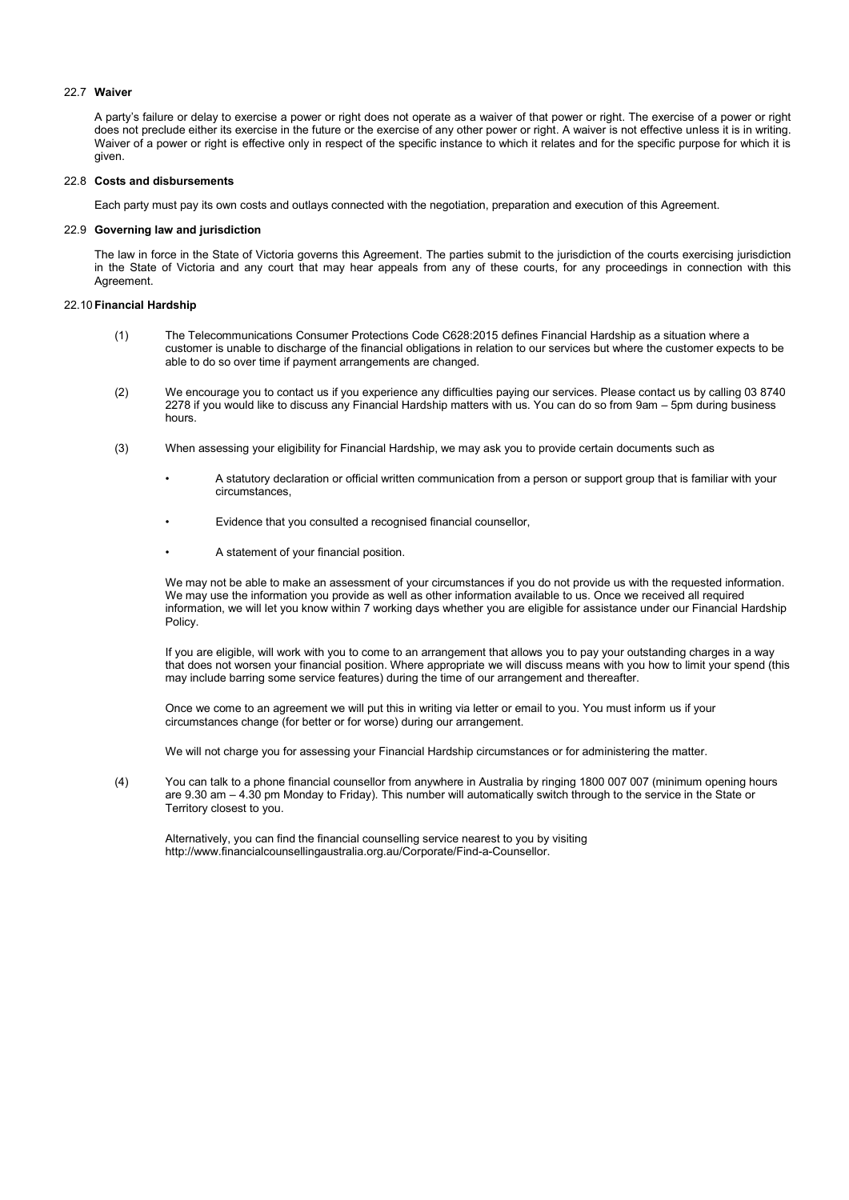### 22.7 **Waiver**

A party's failure or delay to exercise a power or right does not operate as a waiver of that power or right. The exercise of a power or right does not preclude either its exercise in the future or the exercise of any other power or right. A waiver is not effective unless it is in writing. Waiver of a power or right is effective only in respect of the specific instance to which it relates and for the specific purpose for which it is given.

### 22.8 **Costs and disbursements**

Each party must pay its own costs and outlays connected with the negotiation, preparation and execution of this Agreement.

### 22.9 **Governing law and jurisdiction**

The law in force in the State of Victoria governs this Agreement. The parties submit to the jurisdiction of the courts exercising jurisdiction in the State of Victoria and any court that may hear appeals from any of these courts, for any proceedings in connection with this Agreement.

### 22.10 **Financial Hardship**

(1) The Telecommunications Consumer Protections Code C628:2015 defines Financial Hardship as a situation where a customer is unable to discharge of the financial obligations in relation to our services but where the customer expects to be able to do so over time if payment arrangements are changed.

(2) We encourage you to contact us if you experience any difficulties paying our services. Please contact us by calling 03 8740 2278 if you would like to discuss any Financial Hardship matters with us. You can do so from 9am – 5pm during business hours.

(3) When assessing your eligibility for Financial Hardship, we may ask you to provide certain documents such as

- A statutory declaration or official written communication from a person or support group that is familiar with your circumstances,
- Evidence that you consulted a recognised financial counsellor,
- A statement of your financial position.

We may not be able to make an assessment of your circumstances if you do not provide us with the requested information. We may use the information you provide as well as other information available to us. Once we received all required information, we will let you know within 7 working days whether you are eligible for assistance under our Financial Hardship Policy.

If you are eligible, will work with you to come to an arrangement that allows you to pay your outstanding charges in a way that does not worsen your financial position. Where appropriate we will discuss means with you how to limit your spend (this may include barring some service features) during the time of our arrangement and thereafter.

Once we come to an agreement we will put this in writing via letter or email to you. You must inform us if your circumstances change (for better or for worse) during our arrangement.

We will not charge you for assessing your Financial Hardship circumstances or for administering the matter.

(4) You can talk to a phone financial counsellor from anywhere in Australia by ringing 1800 007 007 (minimum opening hours are 9.30 am – 4.30 pm Monday to Friday). This number will automatically switch through to the service in the State or Territory closest to you.

Alternatively, you can find the financial counselling service nearest to you by visiting http://www.financialcounsellingaustralia.org.au/Corporate/Find-a-Counsellor.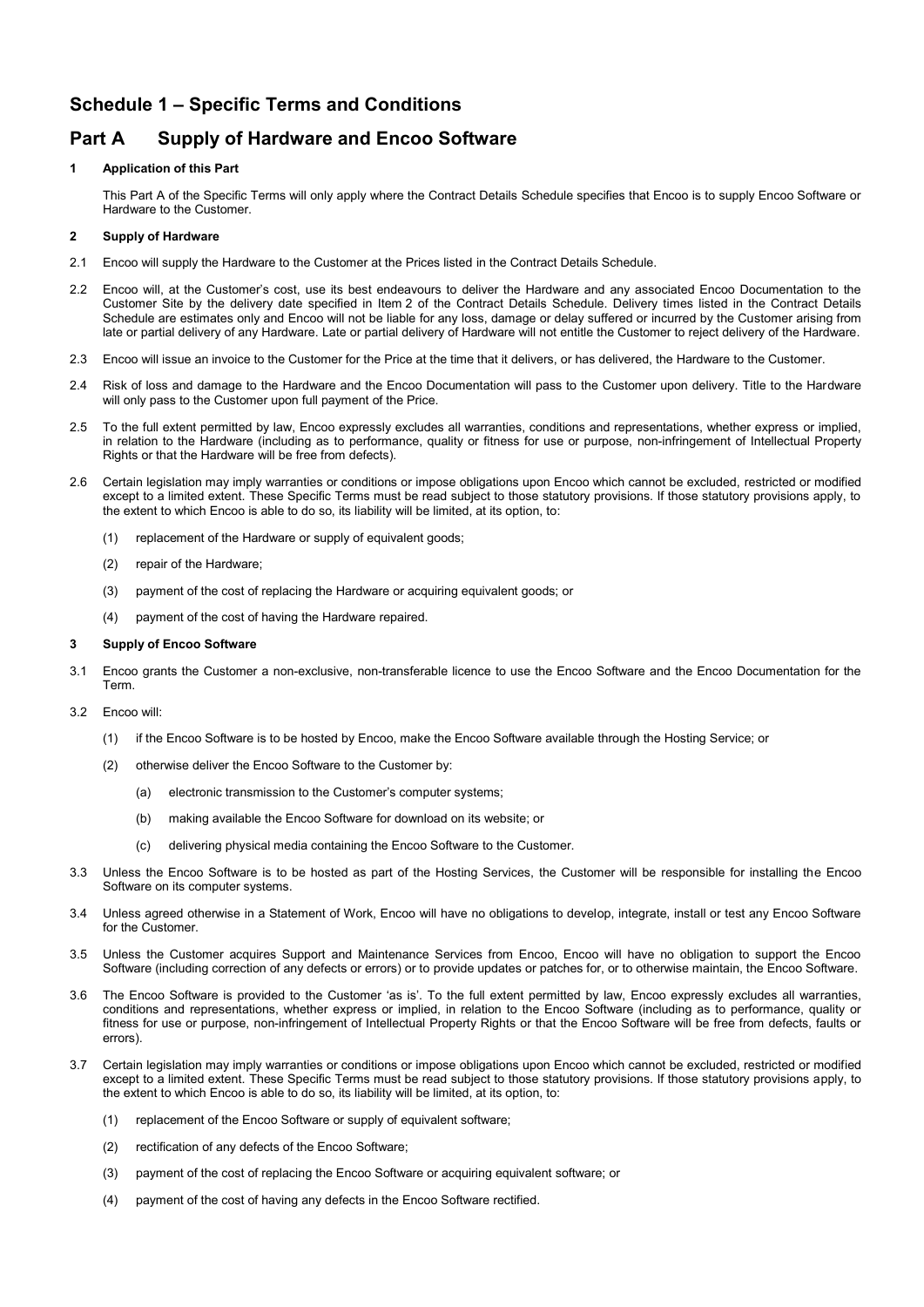# Schedule 1 – Specific Terms and Conditions

## Part A Supply of Hardware and Encoo Software

### 1 Application of this Part

This Part A of the Specific Terms will only apply where the Contract Details Schedule specifies that Encoo is to supply Encoo Software or Hardware to the Customer.

### 2 Supply of Hardware

2.1 Encoo will supply the Hardware to the Customer at the Prices listed in the Contract Details Schedule.

2.2 Encoo will, at the Customer's cost, use its best endeavours to deliver the Hardware and any associated Encoo Documentation to the Customer Site by the delivery date specified in Item 2 of the Contract Details Schedule. Delivery times listed in the Contract Details Schedule are estimates only and Encoo will not be liable for any loss, damage or delay suffered or incurred by the Customer arising from late or partial delivery of any Hardware. Late or partial delivery of Hardware will not entitle the Customer to reject delivery of the Hardware.

2.3 Encoo will issue an invoice to the Customer for the Price at the time that it delivers, or has delivered, the Hardware to the Customer.

2.4 Risk of loss and damage to the Hardware and the Encoo Documentation will pass to the Customer upon delivery. Title to the Hardware will only pass to the Customer upon full payment of the Price.

2.5 To the full extent permitted by law, Encoo expressly excludes all warranties, conditions and representations, whether express or implied, in relation to the Hardware (including as to performance, quality or fitness for use or purpose, non-infringement of Intellectual Property Rights or that the Hardware will be free from defects).

2.6 Certain legislation may imply warranties or conditions or impose obligations upon Encoo which cannot be excluded, restricted or modified except to a limited extent. These Specific Terms must be read subject to those statutory provisions. If those statutory provisions apply, to the extent to which Encoo is able to do so, its liability will be limited, at its option, to:

(1) replacement of the Hardware or supply of equivalent goods;

(2) repair of the Hardware;

(3) payment of the cost of replacing the Hardware or acquiring equivalent goods; or

(4) payment of the cost of having the Hardware repaired.

### 3 Supply of Encoo Software

3.1 Encoo grants the Customer a non-exclusive, non-transferable licence to use the Encoo Software and the Encoo Documentation for the Term.

3.2 Encoo will:

(1) if the Encoo Software is to be hosted by Encoo, make the Encoo Software available through the Hosting Service; or

(2) otherwise deliver the Encoo Software to the Customer by:

(a) electronic transmission to the Customer's computer systems;

(b) making available the Encoo Software for download on its website; or

(c) delivering physical media containing the Encoo Software to the Customer.

3.3 Unless the Encoo Software is to be hosted as part of the Hosting Services, the Customer will be responsible for installing the Encoo Software on its computer systems.

3.4 Unless agreed otherwise in a Statement of Work, Encoo will have no obligations to develop, integrate, install or test any Encoo Software for the Customer.

3.5 Unless the Customer acquires Support and Maintenance Services from Encoo, Encoo will have no obligation to support the Encoo Software (including correction of any defects or errors) or to provide updates or patches for, or to otherwise maintain, the Encoo Software.

3.6 The Encoo Software is provided to the Customer 'as is'. To the full extent permitted by law, Encoo expressly excludes all warranties, conditions and representations, whether express or implied, in relation to the Encoo Software (including as to performance, quality or fitness for use or purpose, non-infringement of Intellectual Property Rights or that the Encoo Software will be free from defects, faults or errors).

3.7 Certain legislation may imply warranties or conditions or impose obligations upon Encoo which cannot be excluded, restricted or modified except to a limited extent. These Specific Terms must be read subject to those statutory provisions. If those statutory provisions apply, to the extent to which Encoo is able to do so, its liability will be limited, at its option, to:

(1) replacement of the Encoo Software or supply of equivalent software;

(2) rectification of any defects of the Encoo Software;

(3) payment of the cost of replacing the Encoo Software or acquiring equivalent software; or

(4) payment of the cost of having any defects in the Encoo Software rectified.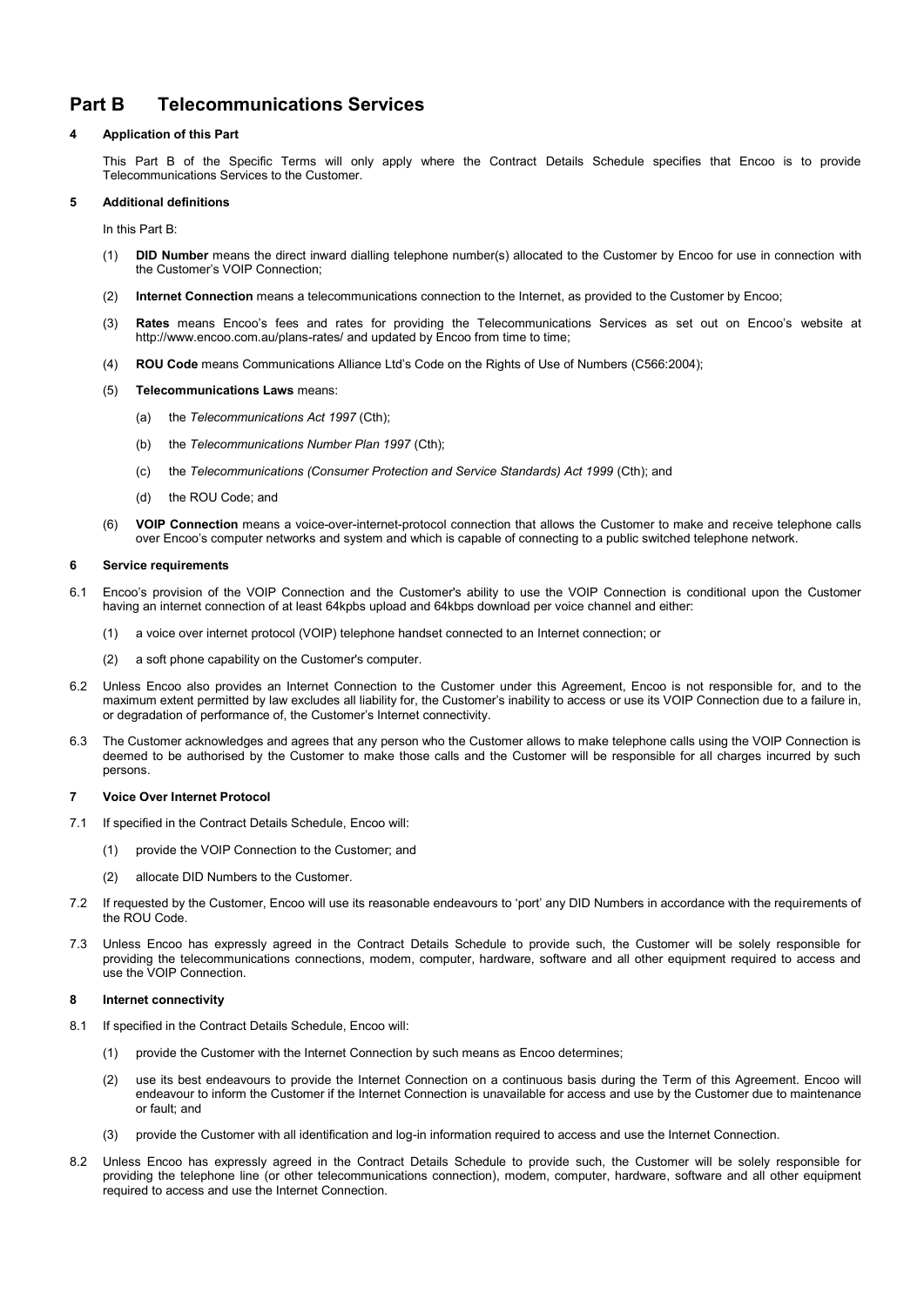# Part B Telecommunications Services

### 4 Application of this Part

This Part B of the Specific Terms will only apply where the Contract Details Schedule specifies that Encoo is to provide Telecommunications Services to the Customer.

### 5 Additional definitions

In this Part B:

(1) **DID Number** means the direct inward dialling telephone number(s) allocated to the Customer by Encoo for use in connection with the Customer's VOIP Connection;

(2) **Internet Connection** means a telecommunications connection to the Internet, as provided to the Customer by Encoo;

(3) **Rates** means Encoo's fees and rates for providing the Telecommunications Services as set out on Encoo's website at http://www.encoo.com.au/plans-rates/ and updated by Encoo from time to time;

(4) **ROU Code** means Communications Alliance Ltd's Code on the Rights of Use of Numbers (C566:2004);

(5) **Telecommunications Laws** means:

(a) the *Telecommunications Act 1997* (Cth);

(b) the *Telecommunications Number Plan 1997* (Cth);

(c) the *Telecommunications (Consumer Protection and Service Standards) Act 1999* (Cth); and

(d) the ROU Code; and

(6) **VOIP Connection** means a voice-over-internet-protocol connection that allows the Customer to make and receive telephone calls over Encoo's computer networks and system and which is capable of connecting to a public switched telephone network.

### 6 Service requirements

6.1 Encoo's provision of the VOIP Connection and the Customer's ability to use the VOIP Connection is conditional upon the Customer having an internet connection of at least 64kpbs upload and 64kbps download per voice channel and either:

(1) a voice over internet protocol (VOIP) telephone handset connected to an Internet connection; or

(2) a soft phone capability on the Customer's computer.

6.2 Unless Encoo also provides an Internet Connection to the Customer under this Agreement, Encoo is not responsible for, and to the maximum extent permitted by law excludes all liability for, the Customer's inability to access or use its VOIP Connection due to a failure in, or degradation of performance of, the Customer's Internet connectivity.

6.3 The Customer acknowledges and agrees that any person who the Customer allows to make telephone calls using the VOIP Connection is deemed to be authorised by the Customer to make those calls and the Customer will be responsible for all charges incurred by such persons.

### 7 Voice Over Internet Protocol

7.1 If specified in the Contract Details Schedule, Encoo will:

(1) provide the VOIP Connection to the Customer; and

(2) allocate DID Numbers to the Customer.

7.2 If requested by the Customer, Encoo will use its reasonable endeavours to 'port' any DID Numbers in accordance with the requirements of the ROU Code.

7.3 Unless Encoo has expressly agreed in the Contract Details Schedule to provide such, the Customer will be solely responsible for providing the telecommunications connections, modem, computer, hardware, software and all other equipment required to access and use the VOIP Connection.

### 8 Internet connectivity

8.1 If specified in the Contract Details Schedule, Encoo will:

(1) provide the Customer with the Internet Connection by such means as Encoo determines;

(2) use its best endeavours to provide the Internet Connection on a continuous basis during the Term of this Agreement. Encoo will endeavour to inform the Customer if the Internet Connection is unavailable for access and use by the Customer due to maintenance or fault; and

(3) provide the Customer with all identification and log-in information required to access and use the Internet Connection.

8.2 Unless Encoo has expressly agreed in the Contract Details Schedule to provide such, the Customer will be solely responsible for providing the telephone line (or other telecommunications connection), modem, computer, hardware, software and all other equipment required to access and use the Internet Connection.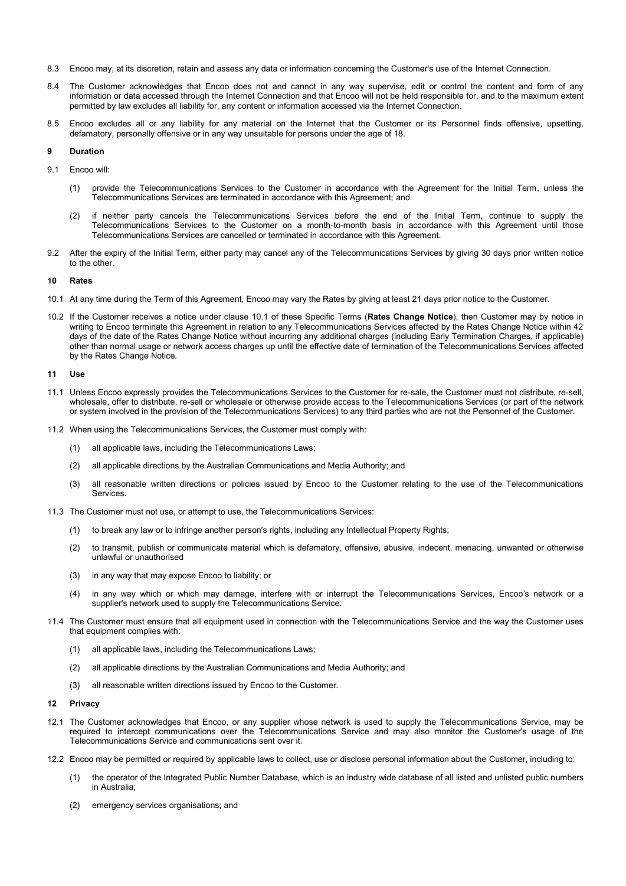8.3 Encoo may, at its discretion, retain and assess any data or information concerning the Customer's use of the Internet Connection.

8.4 The Customer acknowledges that Encoo does not and cannot in any way supervise, edit or control the content and form of any information or data accessed through the Internet Connection and that Encoo will not be held responsible for, and to the maximum extent permitted by law excludes all liability for, any content or information accessed via the Internet Connection.

8.5 Encoo excludes all or any liability for any material on the Internet that the Customer or its Personnel finds offensive, upsetting, defamatory, personally offensive or in any way unsuitable for persons under the age of 18.

## 9 Duration

9.1 Encoo will:

(1) provide the Telecommunications Services to the Customer in accordance with the Agreement for the Initial Term, unless the Telecommunications Services are terminated in accordance with this Agreement; and

(2) if neither party cancels the Telecommunications Services before the end of the Initial Term, continue to supply the Telecommunications Services to the Customer on a month-to-month basis in accordance with this Agreement until those Telecommunications Services are cancelled or terminated in accordance with this Agreement.

9.2 After the expiry of the Initial Term, either party may cancel any of the Telecommunications Services by giving 30 days prior written notice to the other.

## 10 Rates

10.1 At any time during the Term of this Agreement, Encoo may vary the Rates by giving at least 21 days prior notice to the Customer.

10.2 If the Customer receives a notice under clause 10.1 of these Specific Terms (**Rates Change Notice**), then Customer may by notice in writing to Encoo terminate this Agreement in relation to any Telecommunications Services affected by the Rates Change Notice within 42 days of the date of the Rates Change Notice without incurring any additional charges (including Early Termination Charges, if applicable) other than normal usage or network access charges up until the effective date of termination of the Telecommunications Services affected by the Rates Change Notice.

## 11 Use

11.1 Unless Encoo expressly provides the Telecommunications Services to the Customer for re-sale, the Customer must not distribute, re-sell, wholesale, offer to distribute, re-sell or wholesale or otherwise provide access to the Telecommunications Services (or part of the network or system involved in the provision of the Telecommunications Services) to any third parties who are not the Personnel of the Customer.

11.2 When using the Telecommunications Services, the Customer must comply with:

(1) all applicable laws, including the Telecommunications Laws;

(2) all applicable directions by the Australian Communications and Media Authority; and

(3) all reasonable written directions or policies issued by Encoo to the Customer relating to the use of the Telecommunications Services.

11.3 The Customer must not use, or attempt to use, the Telecommunications Services:

(1) to break any law or to infringe another person's rights, including any Intellectual Property Rights;

(2) to transmit, publish or communicate material which is defamatory, offensive, abusive, indecent, menacing, unwanted or otherwise unlawful or unauthorised

(3) in any way that may expose Encoo to liability; or

(4) in any way which or which may damage, interfere with or interrupt the Telecommunications Services, Encoo's network or a supplier's network used to supply the Telecommunications Service.

11.4 The Customer must ensure that all equipment used in connection with the Telecommunications Service and the way the Customer uses that equipment complies with:

(1) all applicable laws, including the Telecommunications Laws;

(2) all applicable directions by the Australian Communications and Media Authority; and

(3) all reasonable written directions issued by Encoo to the Customer.

## 12 Privacy

12.1 The Customer acknowledges that Encoo, or any supplier whose network is used to supply the Telecommunications Service, may be required to intercept communications over the Telecommunications Service and may also monitor the Customer's usage of the Telecommunications Service and communications sent over it.

12.2 Encoo may be permitted or required by applicable laws to collect, use or disclose personal information about the Customer, including to:

(1) the operator of the Integrated Public Number Database, which is an industry wide database of all listed and unlisted public numbers in Australia;

(2) emergency services organisations; and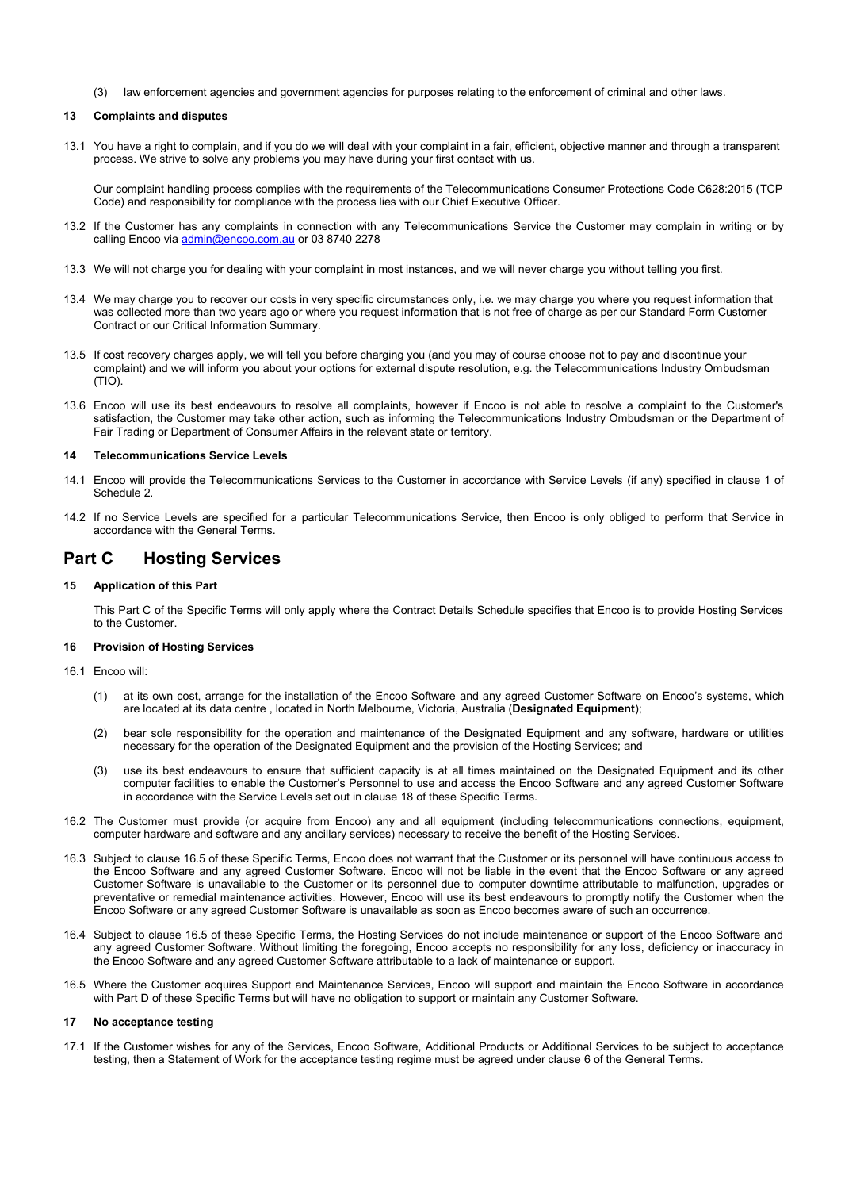(3) law enforcement agencies and government agencies for purposes relating to the enforcement of criminal and other laws.

### 13 Complaints and disputes

13.1 You have a right to complain, and if you do we will deal with your complaint in a fair, efficient, objective manner and through a transparent process. We strive to solve any problems you may have during your first contact with us.

Our complaint handling process complies with the requirements of the Telecommunications Consumer Protections Code C628:2015 (TCP Code) and responsibility for compliance with the process lies with our Chief Executive Officer.

13.2 If the Customer has any complaints in connection with any Telecommunications Service the Customer may complain in writing or by calling Encoo via admin@encoo.com.au or 03 8740 2278

13.3 We will not charge you for dealing with your complaint in most instances, and we will never charge you without telling you first.

13.4 We may charge you to recover our costs in very specific circumstances only, i.e. we may charge you where you request information that was collected more than two years ago or where you request information that is not free of charge as per our Standard Form Customer Contract or our Critical Information Summary.

13.5 If cost recovery charges apply, we will tell you before charging you (and you may of course choose not to pay and discontinue your complaint) and we will inform you about your options for external dispute resolution, e.g. the Telecommunications Industry Ombudsman (TIO).

13.6 Encoo will use its best endeavours to resolve all complaints, however if Encoo is not able to resolve a complaint to the Customer's satisfaction, the Customer may take other action, such as informing the Telecommunications Industry Ombudsman or the Department of Fair Trading or Department of Consumer Affairs in the relevant state or territory.

### 14 Telecommunications Service Levels

14.1 Encoo will provide the Telecommunications Services to the Customer in accordance with Service Levels (if any) specified in clause 1 of Schedule 2.

14.2 If no Service Levels are specified for a particular Telecommunications Service, then Encoo is only obliged to perform that Service in accordance with the General Terms.

## Part C Hosting Services

### 15 Application of this Part

This Part C of the Specific Terms will only apply where the Contract Details Schedule specifies that Encoo is to provide Hosting Services to the Customer.

### 16 Provision of Hosting Services

16.1 Encoo will:

(1) at its own cost, arrange for the installation of the Encoo Software and any agreed Customer Software on Encoo's systems, which are located at its data centre , located in North Melbourne, Victoria, Australia (**Designated Equipment**);

(2) bear sole responsibility for the operation and maintenance of the Designated Equipment and any software, hardware or utilities necessary for the operation of the Designated Equipment and the provision of the Hosting Services; and

(3) use its best endeavours to ensure that sufficient capacity is at all times maintained on the Designated Equipment and its other computer facilities to enable the Customer's Personnel to use and access the Encoo Software and any agreed Customer Software in accordance with the Service Levels set out in clause 18 of these Specific Terms.

16.2 The Customer must provide (or acquire from Encoo) any and all equipment (including telecommunications connections, equipment, computer hardware and software and any ancillary services) necessary to receive the benefit of the Hosting Services.

16.3 Subject to clause 16.5 of these Specific Terms, Encoo does not warrant that the Customer or its personnel will have continuous access to the Encoo Software and any agreed Customer Software. Encoo will not be liable in the event that the Encoo Software or any agreed Customer Software is unavailable to the Customer or its personnel due to computer downtime attributable to malfunction, upgrades or preventative or remedial maintenance activities. However, Encoo will use its best endeavours to promptly notify the Customer when the Encoo Software or any agreed Customer Software is unavailable as soon as Encoo becomes aware of such an occurrence.

16.4 Subject to clause 16.5 of these Specific Terms, the Hosting Services do not include maintenance or support of the Encoo Software and any agreed Customer Software. Without limiting the foregoing, Encoo accepts no responsibility for any loss, deficiency or inaccuracy in the Encoo Software and any agreed Customer Software attributable to a lack of maintenance or support.

16.5 Where the Customer acquires Support and Maintenance Services, Encoo will support and maintain the Encoo Software in accordance with Part D of these Specific Terms but will have no obligation to support or maintain any Customer Software.

### 17 No acceptance testing

17.1 If the Customer wishes for any of the Services, Encoo Software, Additional Products or Additional Services to be subject to acceptance testing, then a Statement of Work for the acceptance testing regime must be agreed under clause 6 of the General Terms.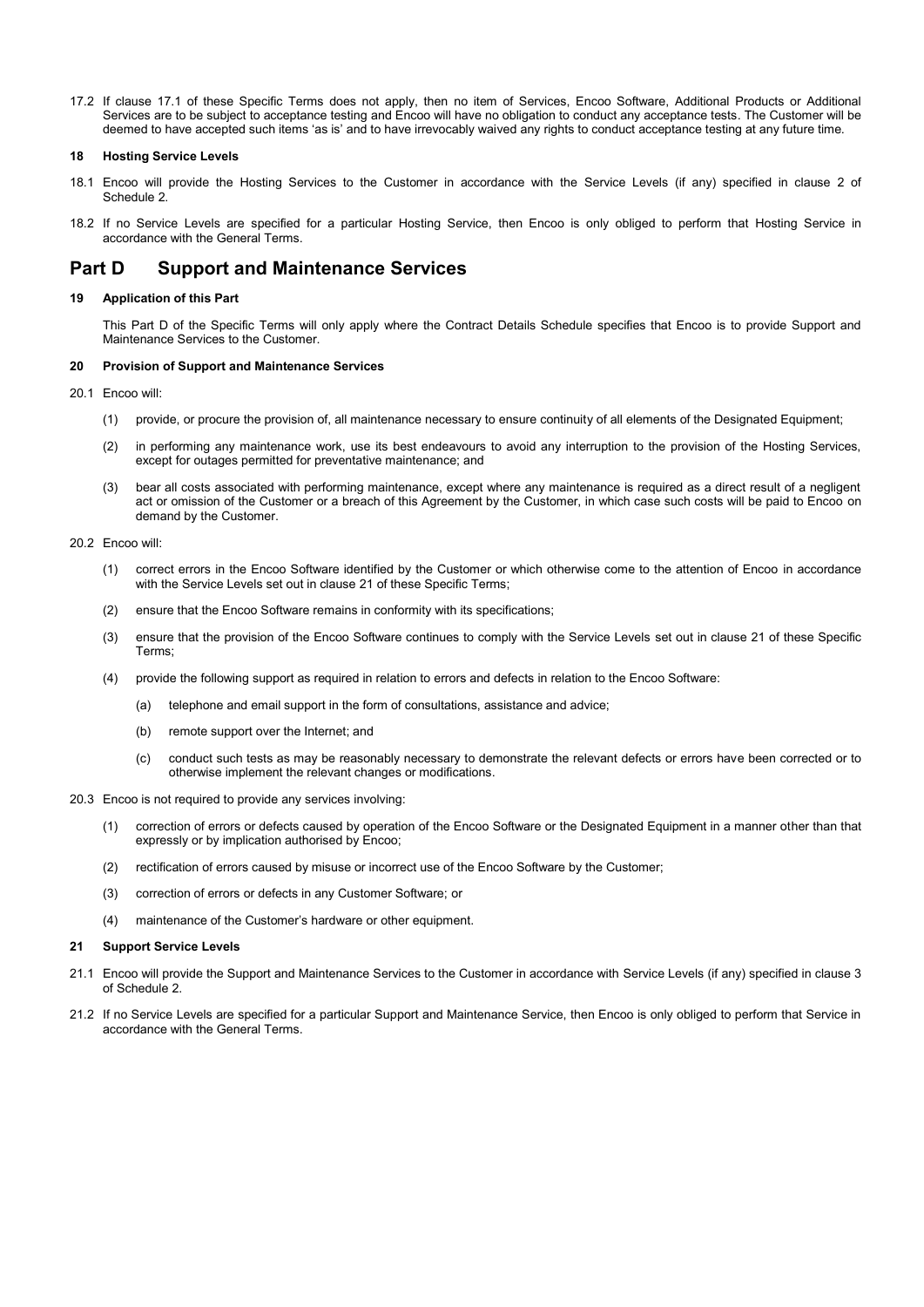17.2 If clause 17.1 of these Specific Terms does not apply, then no item of Services, Encoo Software, Additional Products or Additional Services are to be subject to acceptance testing and Encoo will have no obligation to conduct any acceptance tests. The Customer will be deemed to have accepted such items 'as is' and to have irrevocably waived any rights to conduct acceptance testing at any future time.

### 18 Hosting Service Levels

18.1 Encoo will provide the Hosting Services to the Customer in accordance with the Service Levels (if any) specified in clause 2 of Schedule 2.

18.2 If no Service Levels are specified for a particular Hosting Service, then Encoo is only obliged to perform that Hosting Service in accordance with the General Terms.

## Part D Support and Maintenance Services

### 19 Application of this Part

This Part D of the Specific Terms will only apply where the Contract Details Schedule specifies that Encoo is to provide Support and Maintenance Services to the Customer.

### 20 Provision of Support and Maintenance Services

20.1 Encoo will:

(1) provide, or procure the provision of, all maintenance necessary to ensure continuity of all elements of the Designated Equipment;

(2) in performing any maintenance work, use its best endeavours to avoid any interruption to the provision of the Hosting Services, except for outages permitted for preventative maintenance; and

(3) bear all costs associated with performing maintenance, except where any maintenance is required as a direct result of a negligent act or omission of the Customer or a breach of this Agreement by the Customer, in which case such costs will be paid to Encoo on demand by the Customer.

20.2 Encoo will:

(1) correct errors in the Encoo Software identified by the Customer or which otherwise come to the attention of Encoo in accordance with the Service Levels set out in clause 21 of these Specific Terms;

(2) ensure that the Encoo Software remains in conformity with its specifications;

(3) ensure that the provision of the Encoo Software continues to comply with the Service Levels set out in clause 21 of these Specific Terms;

(4) provide the following support as required in relation to errors and defects in relation to the Encoo Software:

(a) telephone and email support in the form of consultations, assistance and advice;

(b) remote support over the Internet; and

(c) conduct such tests as may be reasonably necessary to demonstrate the relevant defects or errors have been corrected or to otherwise implement the relevant changes or modifications.

20.3 Encoo is not required to provide any services involving:

(1) correction of errors or defects caused by operation of the Encoo Software or the Designated Equipment in a manner other than that expressly or by implication authorised by Encoo;

(2) rectification of errors caused by misuse or incorrect use of the Encoo Software by the Customer;

(3) correction of errors or defects in any Customer Software; or

(4) maintenance of the Customer's hardware or other equipment.

### 21 Support Service Levels

21.1 Encoo will provide the Support and Maintenance Services to the Customer in accordance with Service Levels (if any) specified in clause 3 of Schedule 2.

21.2 If no Service Levels are specified for a particular Support and Maintenance Service, then Encoo is only obliged to perform that Service in accordance with the General Terms.